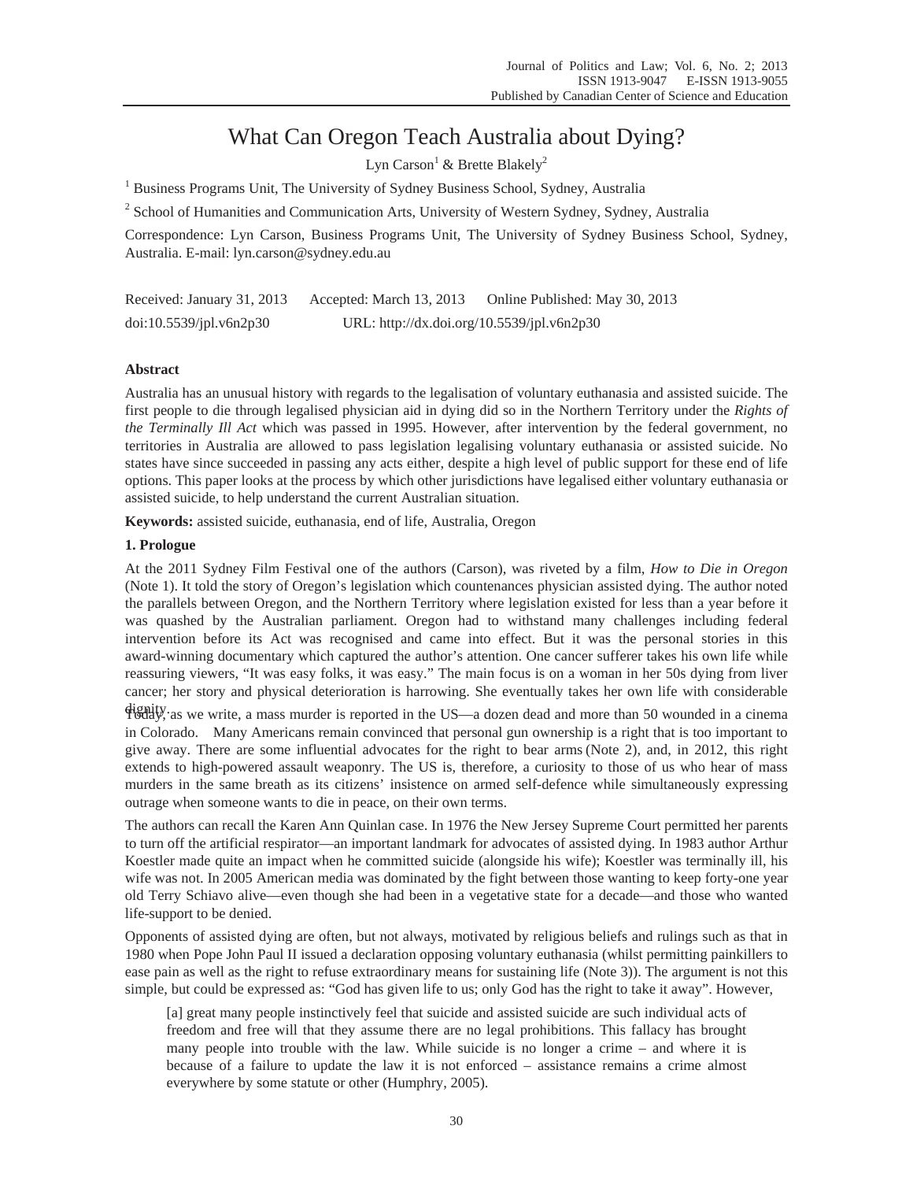# What Can Oregon Teach Australia about Dying?

Lyn Carson[1] & Brette Blakely[2]

[1] Business Programs Unit, The University of Sydney Business School, Sydney, Australia

[2] School of Humanities and Communication Arts, University of Western Sydney, Sydney, Australia

Correspondence: Lyn Carson, Business Programs Unit, The University of Sydney Business School, Sydney, Australia. E-mail: lyn.carson@sydney.edu.au

Received: January 31, 2013 Accepted: March 13, 2013 Online Published: May 30, 2013

doi:10.5539/jpl.v6n2p30 URL: http://dx.doi.org/10.5539/jpl.v6n2p30

## Abstract

Australia has an unusual history with regards to the legalisation of voluntary euthanasia and assisted suicide. The first people to die through legalised physician aid in dying did so in the Northern Territory under the *Rights of the Terminally Ill Act* which was passed in 1995. However, after intervention by the federal government, no territories in Australia are allowed to pass legislation legalising voluntary euthanasia or assisted suicide. No states have since succeeded in passing any acts either, despite a high level of public support for these end of life options. This paper looks at the process by which other jurisdictions have legalised either voluntary euthanasia or assisted suicide, to help understand the current Australian situation.

**Keywords:** assisted suicide, euthanasia, end of life, Australia, Oregon

## 1. Prologue

At the 2011 Sydney Film Festival one of the authors (Carson), was riveted by a film, *How to Die in Oregon* (Note 1). It told the story of Oregon's legislation which countenances physician assisted dying. The author noted the parallels between Oregon, and the Northern Territory where legislation existed for less than a year before it was quashed by the Australian parliament. Oregon had to withstand many challenges including federal intervention before its Act was recognised and came into effect. But it was the personal stories in this award-winning documentary which captured the author's attention. One cancer sufferer takes his own life while reassuring viewers, "It was easy folks, it was easy." The main focus is on a woman in her 50s dying from liver cancer; her story and physical deterioration is harrowing. She eventually takes her own life with considerable dignity.

Today, as we write, a mass murder is reported in the US—a dozen dead and more than 50 wounded in a cinema in Colorado. Many Americans remain convinced that personal gun ownership is a right that is too important to give away. There are some influential advocates for the right to bear arms (Note 2), and, in 2012, this right extends to high-powered assault weaponry. The US is, therefore, a curiosity to those of us who hear of mass murders in the same breath as its citizens' insistence on armed self-defence while simultaneously expressing outrage when someone wants to die in peace, on their own terms.

The authors can recall the Karen Ann Quinlan case. In 1976 the New Jersey Supreme Court permitted her parents to turn off the artificial respirator—an important landmark for advocates of assisted dying. In 1983 author Arthur Koestler made quite an impact when he committed suicide (alongside his wife); Koestler was terminally ill, his wife was not. In 2005 American media was dominated by the fight between those wanting to keep forty-one year old Terry Schiavo alive—even though she had been in a vegetative state for a decade—and those who wanted life-support to be denied.

Opponents of assisted dying are often, but not always, motivated by religious beliefs and rulings such as that in 1980 when Pope John Paul II issued a declaration opposing voluntary euthanasia (whilst permitting painkillers to ease pain as well as the right to refuse extraordinary means for sustaining life (Note 3)). The argument is not this simple, but could be expressed as: "God has given life to us; only God has the right to take it away". However,

> [a] great many people instinctively feel that suicide and assisted suicide are such individual acts of freedom and free will that they assume there are no legal prohibitions. This fallacy has brought many people into trouble with the law. While suicide is no longer a crime – and where it is because of a failure to update the law it is not enforced – assistance remains a crime almost everywhere by some statute or other (Humphry, 2005).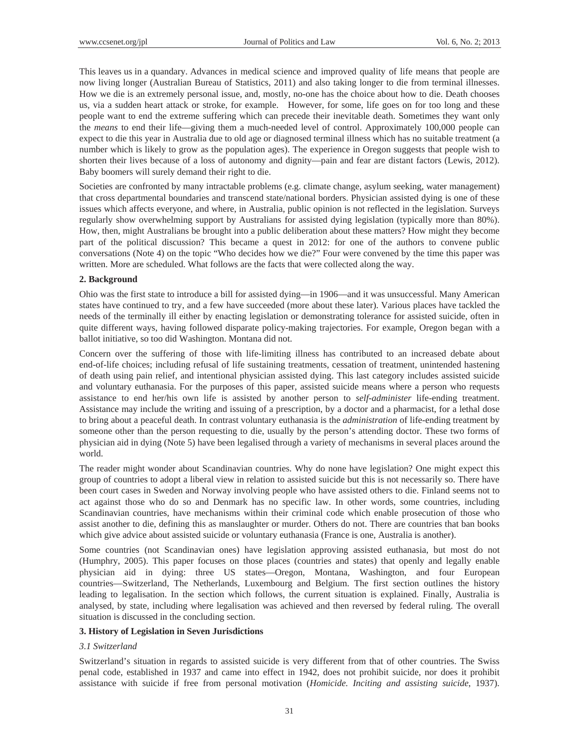This leaves us in a quandary. Advances in medical science and improved quality of life means that people are now living longer (Australian Bureau of Statistics, 2011) and also taking longer to die from terminal illnesses. How we die is an extremely personal issue, and, mostly, no-one has the choice about how to die. Death chooses us, via a sudden heart attack or stroke, for example. However, for some, life goes on for too long and these people want to end the extreme suffering which can precede their inevitable death. Sometimes they want only the *means* to end their life—giving them a much-needed level of control. Approximately 100,000 people can expect to die this year in Australia due to old age or diagnosed terminal illness which has no suitable treatment (a number which is likely to grow as the population ages). The experience in Oregon suggests that people wish to shorten their lives because of a loss of autonomy and dignity—pain and fear are distant factors (Lewis, 2012). Baby boomers will surely demand their right to die.

Societies are confronted by many intractable problems (e.g. climate change, asylum seeking, water management) that cross departmental boundaries and transcend state/national borders. Physician assisted dying is one of these issues which affects everyone, and where, in Australia, public opinion is not reflected in the legislation. Surveys regularly show overwhelming support by Australians for assisted dying legislation (typically more than 80%). How, then, might Australians be brought into a public deliberation about these matters? How might they become part of the political discussion? This became a quest in 2012: for one of the authors to convene public conversations (Note 4) on the topic "Who decides how we die?" Four were convened by the time this paper was written. More are scheduled. What follows are the facts that were collected along the way.

## 2. Background

Ohio was the first state to introduce a bill for assisted dying—in 1906—and it was unsuccessful. Many American states have continued to try, and a few have succeeded (more about these later). Various places have tackled the needs of the terminally ill either by enacting legislation or demonstrating tolerance for assisted suicide, often in quite different ways, having followed disparate policy-making trajectories. For example, Oregon began with a ballot initiative, so too did Washington. Montana did not.

Concern over the suffering of those with life-limiting illness has contributed to an increased debate about end-of-life choices; including refusal of life sustaining treatments, cessation of treatment, unintended hastening of death using pain relief, and intentional physician assisted dying. This last category includes assisted suicide and voluntary euthanasia. For the purposes of this paper, assisted suicide means where a person who requests assistance to end her/his own life is assisted by another person to *self-administer* life-ending treatment. Assistance may include the writing and issuing of a prescription, by a doctor and a pharmacist, for a lethal dose to bring about a peaceful death. In contrast voluntary euthanasia is the *administration* of life-ending treatment by someone other than the person requesting to die, usually by the person's attending doctor. These two forms of physician aid in dying (Note 5) have been legalised through a variety of mechanisms in several places around the world.

The reader might wonder about Scandinavian countries. Why do none have legislation? One might expect this group of countries to adopt a liberal view in relation to assisted suicide but this is not necessarily so. There have been court cases in Sweden and Norway involving people who have assisted others to die. Finland seems not to act against those who do so and Denmark has no specific law. In other words, some countries, including Scandinavian countries, have mechanisms within their criminal code which enable prosecution of those who assist another to die, defining this as manslaughter or murder. Others do not. There are countries that ban books which give advice about assisted suicide or voluntary euthanasia (France is one, Australia is another).

Some countries (not Scandinavian ones) have legislation approving assisted euthanasia, but most do not (Humphry, 2005). This paper focuses on those places (countries and states) that openly and legally enable physician aid in dying: three US states—Oregon, Montana, Washington, and four European countries—Switzerland, The Netherlands, Luxembourg and Belgium. The first section outlines the history leading to legalisation. In the section which follows, the current situation is explained. Finally, Australia is analysed, by state, including where legalisation was achieved and then reversed by federal ruling. The overall situation is discussed in the concluding section.

## 3. History of Legislation in Seven Jurisdictions

### 3.1 Switzerland

Switzerland's situation in regards to assisted suicide is very different from that of other countries. The Swiss penal code, established in 1937 and came into effect in 1942, does not prohibit suicide, nor does it prohibit assistance with suicide if free from personal motivation (*Homicide. Inciting and assisting suicide*, 1937).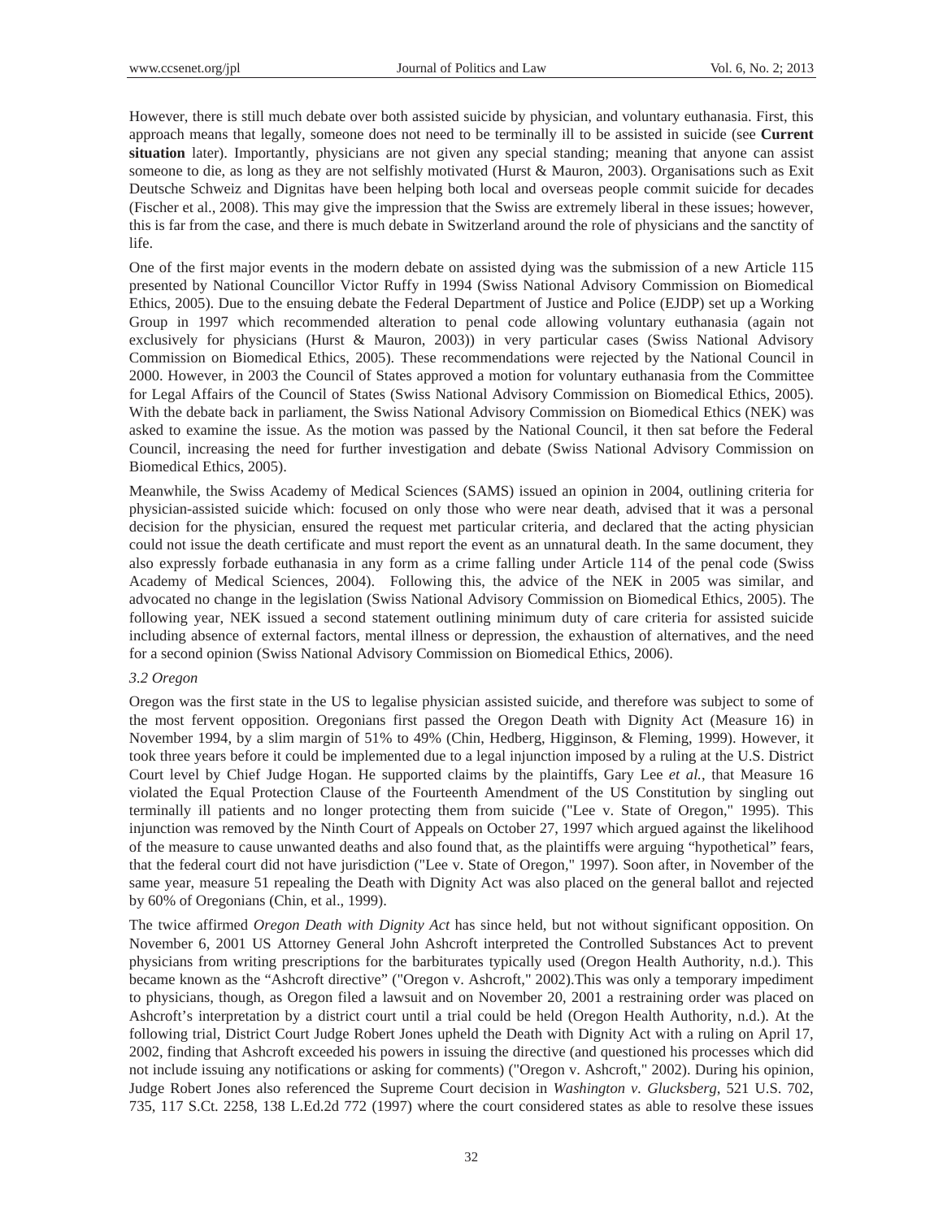However, there is still much debate over both assisted suicide by physician, and voluntary euthanasia. First, this approach means that legally, someone does not need to be terminally ill to be assisted in suicide (see **Current situation** later). Importantly, physicians are not given any special standing; meaning that anyone can assist someone to die, as long as they are not selfishly motivated (Hurst & Mauron, 2003). Organisations such as Exit Deutsche Schweiz and Dignitas have been helping both local and overseas people commit suicide for decades (Fischer et al., 2008). This may give the impression that the Swiss are extremely liberal in these issues; however, this is far from the case, and there is much debate in Switzerland around the role of physicians and the sanctity of life.

One of the first major events in the modern debate on assisted dying was the submission of a new Article 115 presented by National Councillor Victor Ruffy in 1994 (Swiss National Advisory Commission on Biomedical Ethics, 2005). Due to the ensuing debate the Federal Department of Justice and Police (EJDP) set up a Working Group in 1997 which recommended alteration to penal code allowing voluntary euthanasia (again not exclusively for physicians (Hurst & Mauron, 2003)) in very particular cases (Swiss National Advisory Commission on Biomedical Ethics, 2005). These recommendations were rejected by the National Council in 2000. However, in 2003 the Council of States approved a motion for voluntary euthanasia from the Committee for Legal Affairs of the Council of States (Swiss National Advisory Commission on Biomedical Ethics, 2005). With the debate back in parliament, the Swiss National Advisory Commission on Biomedical Ethics (NEK) was asked to examine the issue. As the motion was passed by the National Council, it then sat before the Federal Council, increasing the need for further investigation and debate (Swiss National Advisory Commission on Biomedical Ethics, 2005).

Meanwhile, the Swiss Academy of Medical Sciences (SAMS) issued an opinion in 2004, outlining criteria for physician-assisted suicide which: focused on only those who were near death, advised that it was a personal decision for the physician, ensured the request met particular criteria, and declared that the acting physician could not issue the death certificate and must report the event as an unnatural death. In the same document, they also expressly forbade euthanasia in any form as a crime falling under Article 114 of the penal code (Swiss Academy of Medical Sciences, 2004). Following this, the advice of the NEK in 2005 was similar, and advocated no change in the legislation (Swiss National Advisory Commission on Biomedical Ethics, 2005). The following year, NEK issued a second statement outlining minimum duty of care criteria for assisted suicide including absence of external factors, mental illness or depression, the exhaustion of alternatives, and the need for a second opinion (Swiss National Advisory Commission on Biomedical Ethics, 2006).

### *3.2 Oregon*

Oregon was the first state in the US to legalise physician assisted suicide, and therefore was subject to some of the most fervent opposition. Oregonians first passed the Oregon Death with Dignity Act (Measure 16) in November 1994, by a slim margin of 51% to 49% (Chin, Hedberg, Higginson, & Fleming, 1999). However, it took three years before it could be implemented due to a legal injunction imposed by a ruling at the U.S. District Court level by Chief Judge Hogan. He supported claims by the plaintiffs, Gary Lee *et al.*, that Measure 16 violated the Equal Protection Clause of the Fourteenth Amendment of the US Constitution by singling out terminally ill patients and no longer protecting them from suicide ("Lee v. State of Oregon," 1995). This injunction was removed by the Ninth Court of Appeals on October 27, 1997 which argued against the likelihood of the measure to cause unwanted deaths and also found that, as the plaintiffs were arguing "hypothetical" fears, that the federal court did not have jurisdiction ("Lee v. State of Oregon," 1997). Soon after, in November of the same year, measure 51 repealing the Death with Dignity Act was also placed on the general ballot and rejected by 60% of Oregonians (Chin, et al., 1999).

The twice affirmed *Oregon Death with Dignity Act* has since held, but not without significant opposition. On November 6, 2001 US Attorney General John Ashcroft interpreted the Controlled Substances Act to prevent physicians from writing prescriptions for the barbiturates typically used (Oregon Health Authority, n.d.). This became known as the "Ashcroft directive" ("Oregon v. Ashcroft," 2002).This was only a temporary impediment to physicians, though, as Oregon filed a lawsuit and on November 20, 2001 a restraining order was placed on Ashcroft's interpretation by a district court until a trial could be held (Oregon Health Authority, n.d.). At the following trial, District Court Judge Robert Jones upheld the Death with Dignity Act with a ruling on April 17, 2002, finding that Ashcroft exceeded his powers in issuing the directive (and questioned his processes which did not include issuing any notifications or asking for comments) ("Oregon v. Ashcroft," 2002). During his opinion, Judge Robert Jones also referenced the Supreme Court decision in *Washington v. Glucksberg*, 521 U.S. 702, 735, 117 S.Ct. 2258, 138 L.Ed.2d 772 (1997) where the court considered states as able to resolve these issues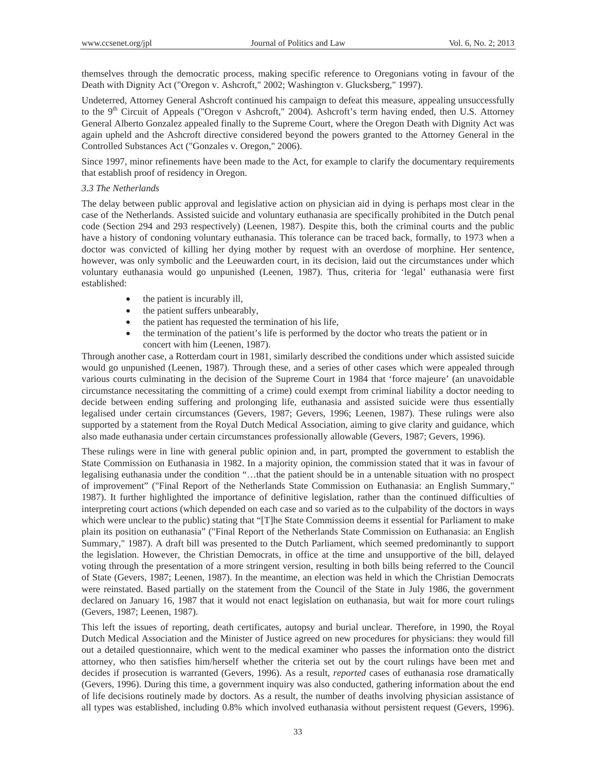themselves through the democratic process, making specific reference to Oregonians voting in favour of the Death with Dignity Act ("Oregon v. Ashcroft," 2002; Washington v. Glucksberg," 1997).

Undeterred, Attorney General Ashcroft continued his campaign to defeat this measure, appealing unsuccessfully to the 9th Circuit of Appeals ("Oregon v Ashcroft," 2004). Ashcroft's term having ended, then U.S. Attorney General Alberto Gonzalez appealed finally to the Supreme Court, where the Oregon Death with Dignity Act was again upheld and the Ashcroft directive considered beyond the powers granted to the Attorney General in the Controlled Substances Act ("Gonzales v. Oregon," 2006).

Since 1997, minor refinements have been made to the Act, for example to clarify the documentary requirements that establish proof of residency in Oregon.

### *3.3 The Netherlands*

The delay between public approval and legislative action on physician aid in dying is perhaps most clear in the case of the Netherlands. Assisted suicide and voluntary euthanasia are specifically prohibited in the Dutch penal code (Section 294 and 293 respectively) (Leenen, 1987). Despite this, both the criminal courts and the public have a history of condoning voluntary euthanasia. This tolerance can be traced back, formally, to 1973 when a doctor was convicted of killing her dying mother by request with an overdose of morphine. Her sentence, however, was only symbolic and the Leeuwarden court, in its decision, laid out the circumstances under which voluntary euthanasia would go unpunished (Leenen, 1987). Thus, criteria for 'legal' euthanasia were first established:

- the patient is incurably ill,
- the patient suffers unbearably,
- the patient has requested the termination of his life,
- the termination of the patient's life is performed by the doctor who treats the patient or in concert with him (Leenen, 1987).

Through another case, a Rotterdam court in 1981, similarly described the conditions under which assisted suicide would go unpunished (Leenen, 1987). Through these, and a series of other cases which were appealed through various courts culminating in the decision of the Supreme Court in 1984 that 'force majeure' (an unavoidable circumstance necessitating the committing of a crime) could exempt from criminal liability a doctor needing to decide between ending suffering and prolonging life, euthanasia and assisted suicide were thus essentially legalised under certain circumstances (Gevers, 1987; Gevers, 1996; Leenen, 1987). These rulings were also supported by a statement from the Royal Dutch Medical Association, aiming to give clarity and guidance, which also made euthanasia under certain circumstances professionally allowable (Gevers, 1987; Gevers, 1996).

These rulings were in line with general public opinion and, in part, prompted the government to establish the State Commission on Euthanasia in 1982. In a majority opinion, the commission stated that it was in favour of legalising euthanasia under the condition "…that the patient should be in a untenable situation with no prospect of improvement" ("Final Report of the Netherlands State Commission on Euthanasia: an English Summary," 1987). It further highlighted the importance of definitive legislation, rather than the continued difficulties of interpreting court actions (which depended on each case and so varied as to the culpability of the doctors in ways which were unclear to the public) stating that "[T]he State Commission deems it essential for Parliament to make plain its position on euthanasia" ("Final Report of the Netherlands State Commission on Euthanasia: an English Summary," 1987). A draft bill was presented to the Dutch Parliament, which seemed predominantly to support the legislation. However, the Christian Democrats, in office at the time and unsupportive of the bill, delayed voting through the presentation of a more stringent version, resulting in both bills being referred to the Council of State (Gevers, 1987; Leenen, 1987). In the meantime, an election was held in which the Christian Democrats were reinstated. Based partially on the statement from the Council of the State in July 1986, the government declared on January 16, 1987 that it would not enact legislation on euthanasia, but wait for more court rulings (Gevers, 1987; Leenen, 1987).

This left the issues of reporting, death certificates, autopsy and burial unclear. Therefore, in 1990, the Royal Dutch Medical Association and the Minister of Justice agreed on new procedures for physicians: they would fill out a detailed questionnaire, which went to the medical examiner who passes the information onto the district attorney, who then satisfies him/herself whether the criteria set out by the court rulings have been met and decides if prosecution is warranted (Gevers, 1996). As a result, *reported* cases of euthanasia rose dramatically (Gevers, 1996). During this time, a government inquiry was also conducted, gathering information about the end of life decisions routinely made by doctors. As a result, the number of deaths involving physician assistance of all types was established, including 0.8% which involved euthanasia without persistent request (Gevers, 1996).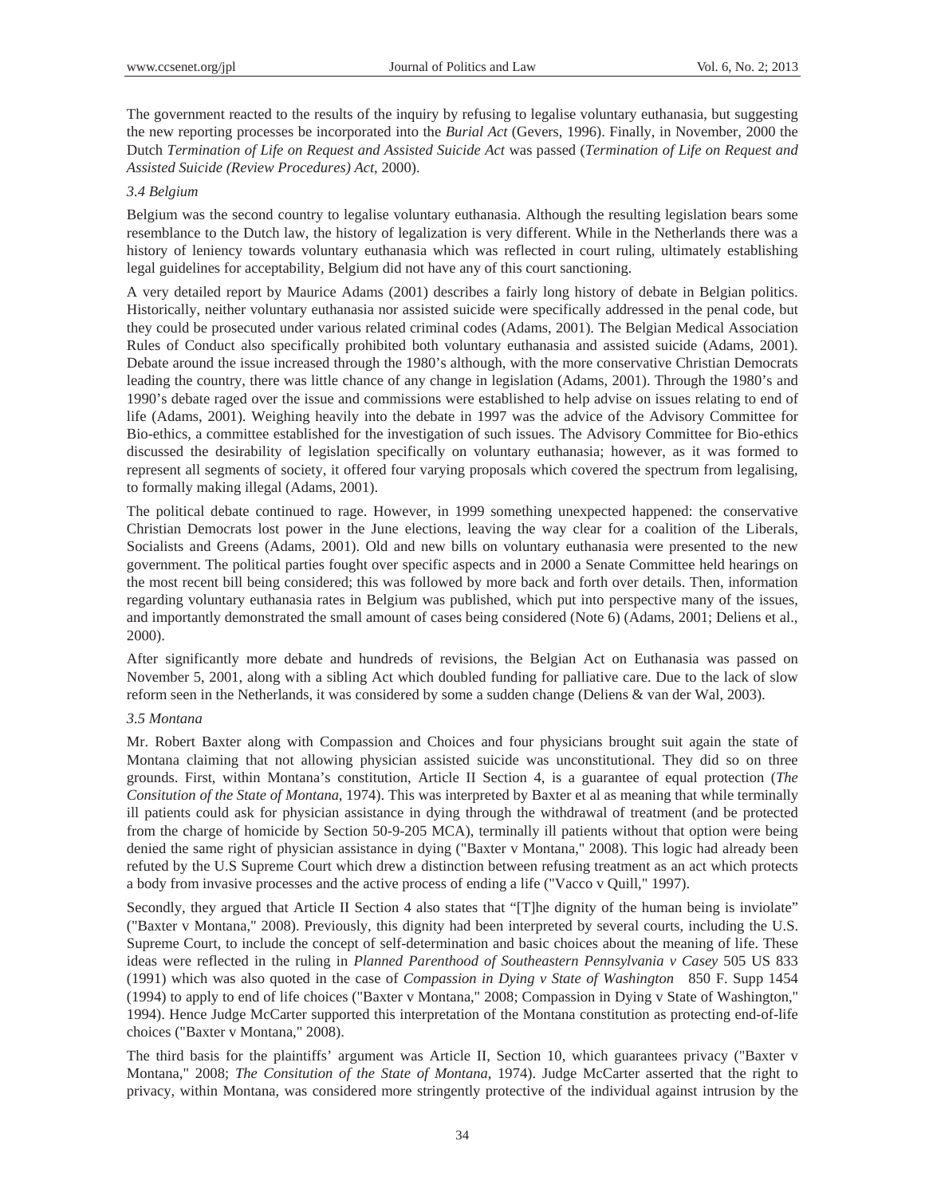The government reacted to the results of the inquiry by refusing to legalise voluntary euthanasia, but suggesting the new reporting processes be incorporated into the *Burial Act* (Gevers, 1996). Finally, in November, 2000 the Dutch *Termination of Life on Request and Assisted Suicide Act* was passed (*Termination of Life on Request and Assisted Suicide (Review Procedures) Act*, 2000).

### *3.4 Belgium*

Belgium was the second country to legalise voluntary euthanasia. Although the resulting legislation bears some resemblance to the Dutch law, the history of legalization is very different. While in the Netherlands there was a history of leniency towards voluntary euthanasia which was reflected in court ruling, ultimately establishing legal guidelines for acceptability, Belgium did not have any of this court sanctioning.

A very detailed report by Maurice Adams (2001) describes a fairly long history of debate in Belgian politics. Historically, neither voluntary euthanasia nor assisted suicide were specifically addressed in the penal code, but they could be prosecuted under various related criminal codes (Adams, 2001). The Belgian Medical Association Rules of Conduct also specifically prohibited both voluntary euthanasia and assisted suicide (Adams, 2001). Debate around the issue increased through the 1980's although, with the more conservative Christian Democrats leading the country, there was little chance of any change in legislation (Adams, 2001). Through the 1980's and 1990's debate raged over the issue and commissions were established to help advise on issues relating to end of life (Adams, 2001). Weighing heavily into the debate in 1997 was the advice of the Advisory Committee for Bio-ethics, a committee established for the investigation of such issues. The Advisory Committee for Bio-ethics discussed the desirability of legislation specifically on voluntary euthanasia; however, as it was formed to represent all segments of society, it offered four varying proposals which covered the spectrum from legalising, to formally making illegal (Adams, 2001).

The political debate continued to rage. However, in 1999 something unexpected happened: the conservative Christian Democrats lost power in the June elections, leaving the way clear for a coalition of the Liberals, Socialists and Greens (Adams, 2001). Old and new bills on voluntary euthanasia were presented to the new government. The political parties fought over specific aspects and in 2000 a Senate Committee held hearings on the most recent bill being considered; this was followed by more back and forth over details. Then, information regarding voluntary euthanasia rates in Belgium was published, which put into perspective many of the issues, and importantly demonstrated the small amount of cases being considered (Note 6) (Adams, 2001; Deliens et al., 2000).

After significantly more debate and hundreds of revisions, the Belgian Act on Euthanasia was passed on November 5, 2001, along with a sibling Act which doubled funding for palliative care. Due to the lack of slow reform seen in the Netherlands, it was considered by some a sudden change (Deliens & van der Wal, 2003).

### *3.5 Montana*

Mr. Robert Baxter along with Compassion and Choices and four physicians brought suit again the state of Montana claiming that not allowing physician assisted suicide was unconstitutional. They did so on three grounds. First, within Montana's constitution, Article II Section 4, is a guarantee of equal protection (*The Consitution of the State of Montana*, 1974). This was interpreted by Baxter et al as meaning that while terminally ill patients could ask for physician assistance in dying through the withdrawal of treatment (and be protected from the charge of homicide by Section 50-9-205 MCA), terminally ill patients without that option were being denied the same right of physician assistance in dying ("Baxter v Montana," 2008). This logic had already been refuted by the U.S Supreme Court which drew a distinction between refusing treatment as an act which protects a body from invasive processes and the active process of ending a life ("Vacco v Quill," 1997).

Secondly, they argued that Article II Section 4 also states that "[T]he dignity of the human being is inviolate" ("Baxter v Montana," 2008). Previously, this dignity had been interpreted by several courts, including the U.S. Supreme Court, to include the concept of self-determination and basic choices about the meaning of life. These ideas were reflected in the ruling in *Planned Parenthood of Southeastern Pennsylvania v Casey* 505 US 833 (1991) which was also quoted in the case of *Compassion in Dying v State of Washington* 850 F. Supp 1454 (1994) to apply to end of life choices ("Baxter v Montana," 2008; Compassion in Dying v State of Washington," 1994). Hence Judge McCarter supported this interpretation of the Montana constitution as protecting end-of-life choices ("Baxter v Montana," 2008).

The third basis for the plaintiffs' argument was Article II, Section 10, which guarantees privacy ("Baxter v Montana," 2008; *The Consitution of the State of Montana*, 1974). Judge McCarter asserted that the right to privacy, within Montana, was considered more stringently protective of the individual against intrusion by the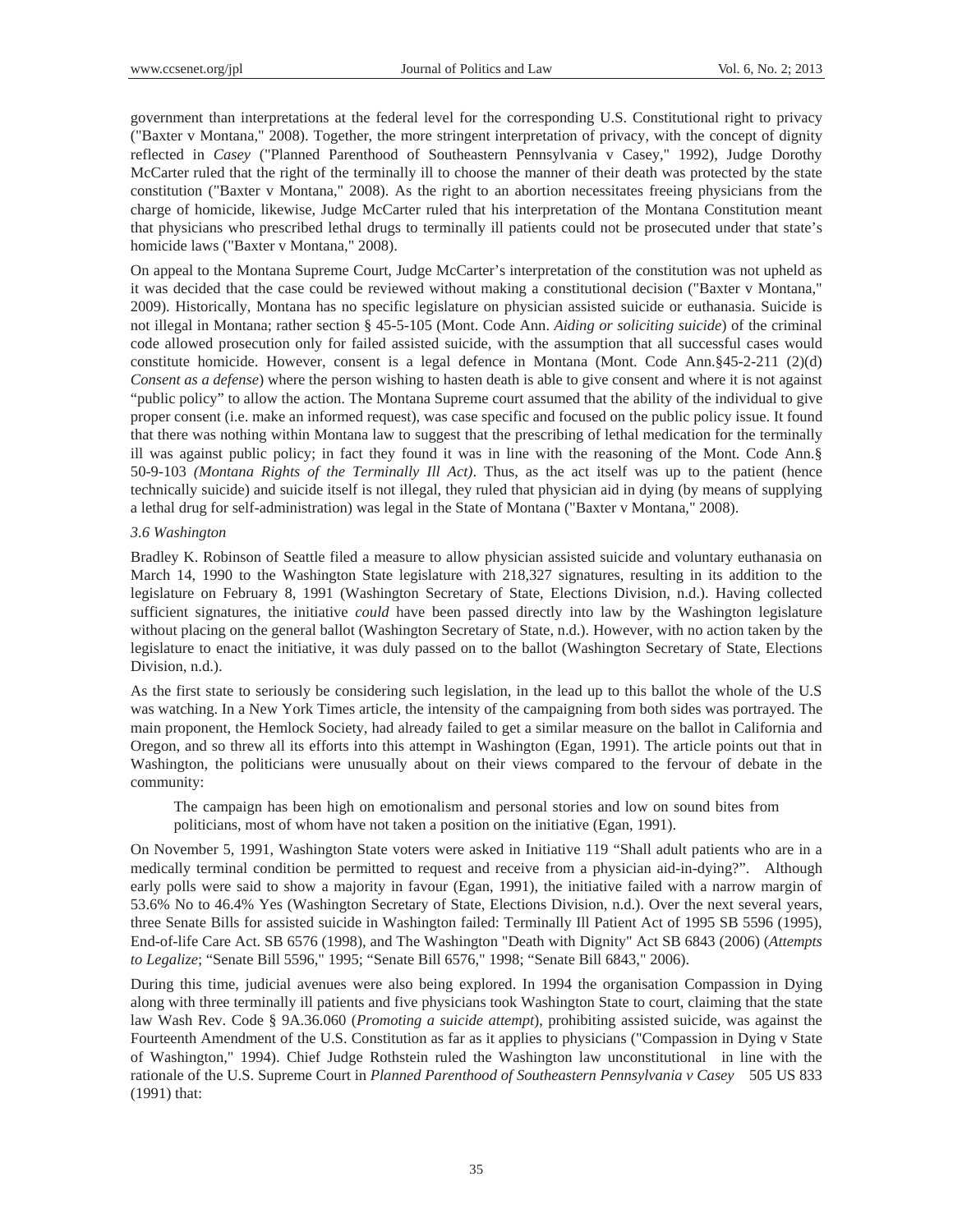government than interpretations at the federal level for the corresponding U.S. Constitutional right to privacy ("Baxter v Montana," 2008). Together, the more stringent interpretation of privacy, with the concept of dignity reflected in *Casey* ("Planned Parenthood of Southeastern Pennsylvania v Casey," 1992), Judge Dorothy McCarter ruled that the right of the terminally ill to choose the manner of their death was protected by the state constitution ("Baxter v Montana," 2008). As the right to an abortion necessitates freeing physicians from the charge of homicide, likewise, Judge McCarter ruled that his interpretation of the Montana Constitution meant that physicians who prescribed lethal drugs to terminally ill patients could not be prosecuted under that state's homicide laws ("Baxter v Montana," 2008).

On appeal to the Montana Supreme Court, Judge McCarter's interpretation of the constitution was not upheld as it was decided that the case could be reviewed without making a constitutional decision ("Baxter v Montana," 2009). Historically, Montana has no specific legislature on physician assisted suicide or euthanasia. Suicide is not illegal in Montana; rather section § 45-5-105 (Mont. Code Ann. *Aiding or soliciting suicide*) of the criminal code allowed prosecution only for failed assisted suicide, with the assumption that all successful cases would constitute homicide. However, consent is a legal defence in Montana (Mont. Code Ann.§45-2-211 (2)(d) *Consent as a defense*) where the person wishing to hasten death is able to give consent and where it is not against "public policy" to allow the action. The Montana Supreme court assumed that the ability of the individual to give proper consent (i.e. make an informed request), was case specific and focused on the public policy issue. It found that there was nothing within Montana law to suggest that the prescribing of lethal medication for the terminally ill was against public policy; in fact they found it was in line with the reasoning of the Mont. Code Ann.§ 50-9-103 *(Montana Rights of the Terminally Ill Act)*. Thus, as the act itself was up to the patient (hence technically suicide) and suicide itself is not illegal, they ruled that physician aid in dying (by means of supplying a lethal drug for self-administration) was legal in the State of Montana ("Baxter v Montana," 2008).

### *3.6 Washington*

Bradley K. Robinson of Seattle filed a measure to allow physician assisted suicide and voluntary euthanasia on March 14, 1990 to the Washington State legislature with 218,327 signatures, resulting in its addition to the legislature on February 8, 1991 (Washington Secretary of State, Elections Division, n.d.). Having collected sufficient signatures, the initiative *could* have been passed directly into law by the Washington legislature without placing on the general ballot (Washington Secretary of State, n.d.). However, with no action taken by the legislature to enact the initiative, it was duly passed on to the ballot (Washington Secretary of State, Elections Division, n.d.).

As the first state to seriously be considering such legislation, in the lead up to this ballot the whole of the U.S was watching. In a New York Times article, the intensity of the campaigning from both sides was portrayed. The main proponent, the Hemlock Society, had already failed to get a similar measure on the ballot in California and Oregon, and so threw all its efforts into this attempt in Washington (Egan, 1991). The article points out that in Washington, the politicians were unusually about on their views compared to the fervour of debate in the community:

> The campaign has been high on emotionalism and personal stories and low on sound bites from politicians, most of whom have not taken a position on the initiative (Egan, 1991).

On November 5, 1991, Washington State voters were asked in Initiative 119 "Shall adult patients who are in a medically terminal condition be permitted to request and receive from a physician aid-in-dying?". Although early polls were said to show a majority in favour (Egan, 1991), the initiative failed with a narrow margin of 53.6% No to 46.4% Yes (Washington Secretary of State, Elections Division, n.d.). Over the next several years, three Senate Bills for assisted suicide in Washington failed: Terminally Ill Patient Act of 1995 SB 5596 (1995), End-of-life Care Act. SB 6576 (1998), and The Washington "Death with Dignity" Act SB 6843 (2006) (*Attempts to Legalize*; "Senate Bill 5596," 1995; "Senate Bill 6576," 1998; "Senate Bill 6843," 2006).

During this time, judicial avenues were also being explored. In 1994 the organisation Compassion in Dying along with three terminally ill patients and five physicians took Washington State to court, claiming that the state law Wash Rev. Code § 9A.36.060 (*Promoting a suicide attempt*), prohibiting assisted suicide, was against the Fourteenth Amendment of the U.S. Constitution as far as it applies to physicians ("Compassion in Dying v State of Washington," 1994). Chief Judge Rothstein ruled the Washington law unconstitutional in line with the rationale of the U.S. Supreme Court in *Planned Parenthood of Southeastern Pennsylvania v Casey* 505 US 833 (1991) that: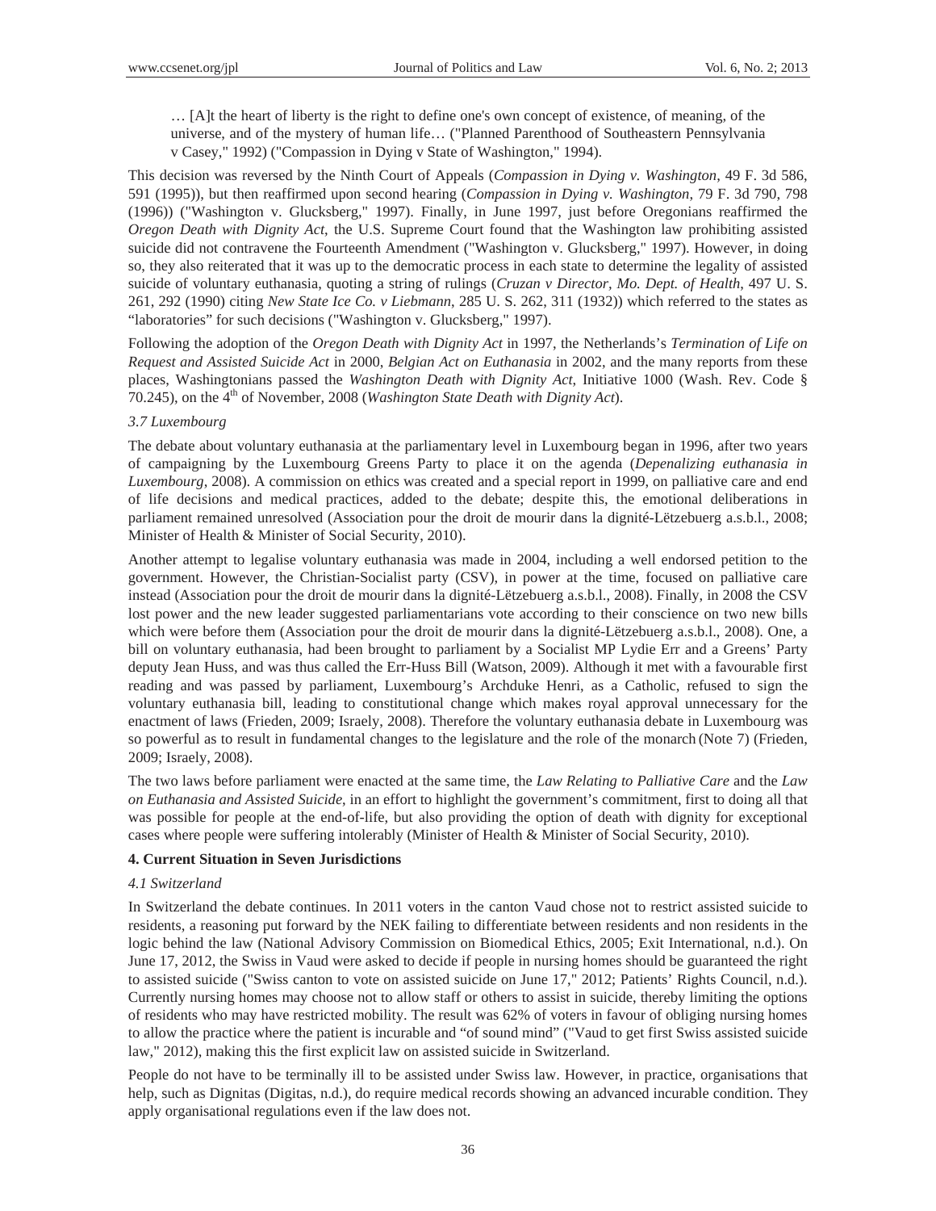> … [A]t the heart of liberty is the right to define one's own concept of existence, of meaning, of the universe, and of the mystery of human life… ("Planned Parenthood of Southeastern Pennsylvania v Casey," 1992) ("Compassion in Dying v State of Washington," 1994).

This decision was reversed by the Ninth Court of Appeals (*Compassion in Dying v. Washington*, 49 F. 3d 586, 591 (1995)), but then reaffirmed upon second hearing (*Compassion in Dying v. Washington*, 79 F. 3d 790, 798 (1996)) ("Washington v. Glucksberg," 1997). Finally, in June 1997, just before Oregonians reaffirmed the *Oregon Death with Dignity Act*, the U.S. Supreme Court found that the Washington law prohibiting assisted suicide did not contravene the Fourteenth Amendment ("Washington v. Glucksberg," 1997). However, in doing so, they also reiterated that it was up to the democratic process in each state to determine the legality of assisted suicide of voluntary euthanasia, quoting a string of rulings (*Cruzan v Director, Mo. Dept. of Health*, 497 U. S. 261, 292 (1990) citing *New State Ice Co. v Liebmann*, 285 U. S. 262, 311 (1932)) which referred to the states as "laboratories" for such decisions ("Washington v. Glucksberg," 1997).

Following the adoption of the *Oregon Death with Dignity Act* in 1997, the Netherlands's *Termination of Life on Request and Assisted Suicide Act* in 2000, *Belgian Act on Euthanasia* in 2002, and the many reports from these places, Washingtonians passed the *Washington Death with Dignity Act*, Initiative 1000 (Wash. Rev. Code § 70.245), on the 4th of November, 2008 (*Washington State Death with Dignity Act*).

### *3.7 Luxembourg*

The debate about voluntary euthanasia at the parliamentary level in Luxembourg began in 1996, after two years of campaigning by the Luxembourg Greens Party to place it on the agenda (*Depenalizing euthanasia in Luxembourg*, 2008). A commission on ethics was created and a special report in 1999, on palliative care and end of life decisions and medical practices, added to the debate; despite this, the emotional deliberations in parliament remained unresolved (Association pour the droit de mourir dans la dignité-Lëtzebuerg a.s.b.l., 2008; Minister of Health & Minister of Social Security, 2010).

Another attempt to legalise voluntary euthanasia was made in 2004, including a well endorsed petition to the government. However, the Christian-Socialist party (CSV), in power at the time, focused on palliative care instead (Association pour the droit de mourir dans la dignité-Lëtzebuerg a.s.b.l., 2008). Finally, in 2008 the CSV lost power and the new leader suggested parliamentarians vote according to their conscience on two new bills which were before them (Association pour the droit de mourir dans la dignité-Lëtzebuerg a.s.b.l., 2008). One, a bill on voluntary euthanasia, had been brought to parliament by a Socialist MP Lydie Err and a Greens' Party deputy Jean Huss, and was thus called the Err-Huss Bill (Watson, 2009). Although it met with a favourable first reading and was passed by parliament, Luxembourg's Archduke Henri, as a Catholic, refused to sign the voluntary euthanasia bill, leading to constitutional change which makes royal approval unnecessary for the enactment of laws (Frieden, 2009; Israely, 2008). Therefore the voluntary euthanasia debate in Luxembourg was so powerful as to result in fundamental changes to the legislature and the role of the monarch (Note 7) (Frieden, 2009; Israely, 2008).

The two laws before parliament were enacted at the same time, the *Law Relating to Palliative Care* and the *Law on Euthanasia and Assisted Suicide*, in an effort to highlight the government's commitment, first to doing all that was possible for people at the end-of-life, but also providing the option of death with dignity for exceptional cases where people were suffering intolerably (Minister of Health & Minister of Social Security, 2010).

## **4. Current Situation in Seven Jurisdictions**

### *4.1 Switzerland*

In Switzerland the debate continues. In 2011 voters in the canton Vaud chose not to restrict assisted suicide to residents, a reasoning put forward by the NEK failing to differentiate between residents and non residents in the logic behind the law (National Advisory Commission on Biomedical Ethics, 2005; Exit International, n.d.). On June 17, 2012, the Swiss in Vaud were asked to decide if people in nursing homes should be guaranteed the right to assisted suicide ("Swiss canton to vote on assisted suicide on June 17," 2012; Patients' Rights Council, n.d.). Currently nursing homes may choose not to allow staff or others to assist in suicide, thereby limiting the options of residents who may have restricted mobility. The result was 62% of voters in favour of obliging nursing homes to allow the practice where the patient is incurable and "of sound mind" ("Vaud to get first Swiss assisted suicide law," 2012), making this the first explicit law on assisted suicide in Switzerland.

People do not have to be terminally ill to be assisted under Swiss law. However, in practice, organisations that help, such as Dignitas (Digitas, n.d.), do require medical records showing an advanced incurable condition. They apply organisational regulations even if the law does not.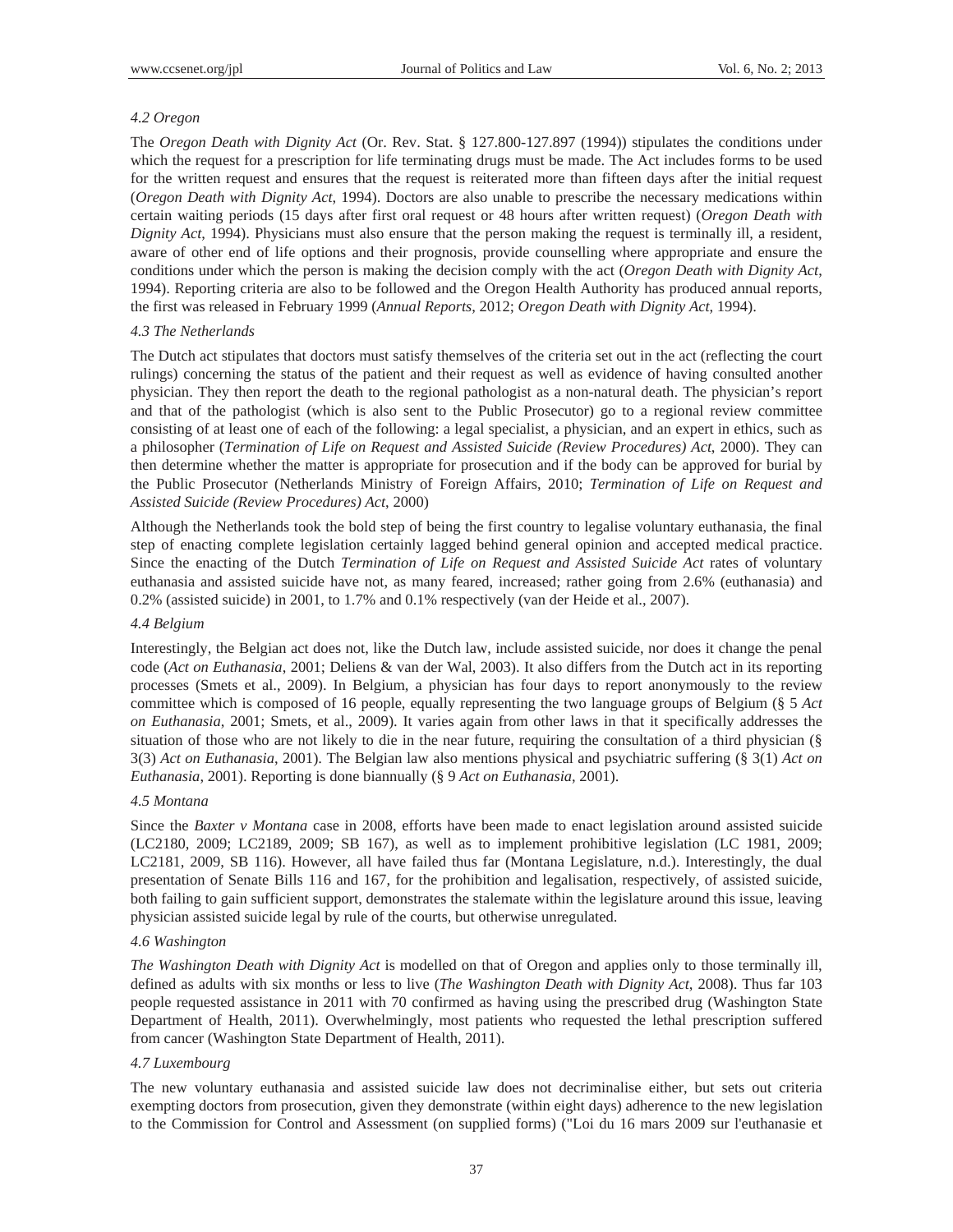### 4.2 Oregon

The *Oregon Death with Dignity Act* (Or. Rev. Stat. § 127.800-127.897 (1994)) stipulates the conditions under which the request for a prescription for life terminating drugs must be made. The Act includes forms to be used for the written request and ensures that the request is reiterated more than fifteen days after the initial request (*Oregon Death with Dignity Act*, 1994). Doctors are also unable to prescribe the necessary medications within certain waiting periods (15 days after first oral request or 48 hours after written request) (*Oregon Death with Dignity Act*, 1994). Physicians must also ensure that the person making the request is terminally ill, a resident, aware of other end of life options and their prognosis, provide counselling where appropriate and ensure the conditions under which the person is making the decision comply with the act (*Oregon Death with Dignity Act*, 1994). Reporting criteria are also to be followed and the Oregon Health Authority has produced annual reports, the first was released in February 1999 (*Annual Reports*, 2012; *Oregon Death with Dignity Act*, 1994).

### 4.3 The Netherlands

The Dutch act stipulates that doctors must satisfy themselves of the criteria set out in the act (reflecting the court rulings) concerning the status of the patient and their request as well as evidence of having consulted another physician. They then report the death to the regional pathologist as a non-natural death. The physician's report and that of the pathologist (which is also sent to the Public Prosecutor) go to a regional review committee consisting of at least one of each of the following: a legal specialist, a physician, and an expert in ethics, such as a philosopher (*Termination of Life on Request and Assisted Suicide (Review Procedures) Act*, 2000). They can then determine whether the matter is appropriate for prosecution and if the body can be approved for burial by the Public Prosecutor (Netherlands Ministry of Foreign Affairs, 2010; *Termination of Life on Request and Assisted Suicide (Review Procedures) Act*, 2000)

Although the Netherlands took the bold step of being the first country to legalise voluntary euthanasia, the final step of enacting complete legislation certainly lagged behind general opinion and accepted medical practice. Since the enacting of the Dutch *Termination of Life on Request and Assisted Suicide Act* rates of voluntary euthanasia and assisted suicide have not, as many feared, increased; rather going from 2.6% (euthanasia) and 0.2% (assisted suicide) in 2001, to 1.7% and 0.1% respectively (van der Heide et al., 2007).

### 4.4 Belgium

Interestingly, the Belgian act does not, like the Dutch law, include assisted suicide, nor does it change the penal code (*Act on Euthanasia*, 2001; Deliens & van der Wal, 2003). It also differs from the Dutch act in its reporting processes (Smets et al., 2009). In Belgium, a physician has four days to report anonymously to the review committee which is composed of 16 people, equally representing the two language groups of Belgium (§ 5 *Act on Euthanasia*, 2001; Smets, et al., 2009). It varies again from other laws in that it specifically addresses the situation of those who are not likely to die in the near future, requiring the consultation of a third physician (§ 3(3) *Act on Euthanasia*, 2001). The Belgian law also mentions physical and psychiatric suffering (§ 3(1) *Act on Euthanasia*, 2001). Reporting is done biannually (§ 9 *Act on Euthanasia*, 2001).

### 4.5 Montana

Since the *Baxter v Montana* case in 2008, efforts have been made to enact legislation around assisted suicide (LC2180, 2009; LC2189, 2009; SB 167), as well as to implement prohibitive legislation (LC 1981, 2009; LC2181, 2009, SB 116). However, all have failed thus far (Montana Legislature, n.d.). Interestingly, the dual presentation of Senate Bills 116 and 167, for the prohibition and legalisation, respectively, of assisted suicide, both failing to gain sufficient support, demonstrates the stalemate within the legislature around this issue, leaving physician assisted suicide legal by rule of the courts, but otherwise unregulated.

### 4.6 Washington

*The Washington Death with Dignity Act* is modelled on that of Oregon and applies only to those terminally ill, defined as adults with six months or less to live (*The Washington Death with Dignity Act*, 2008). Thus far 103 people requested assistance in 2011 with 70 confirmed as having using the prescribed drug (Washington State Department of Health, 2011). Overwhelmingly, most patients who requested the lethal prescription suffered from cancer (Washington State Department of Health, 2011).

### 4.7 Luxembourg

The new voluntary euthanasia and assisted suicide law does not decriminalise either, but sets out criteria exempting doctors from prosecution, given they demonstrate (within eight days) adherence to the new legislation to the Commission for Control and Assessment (on supplied forms) ("Loi du 16 mars 2009 sur l'euthanasie et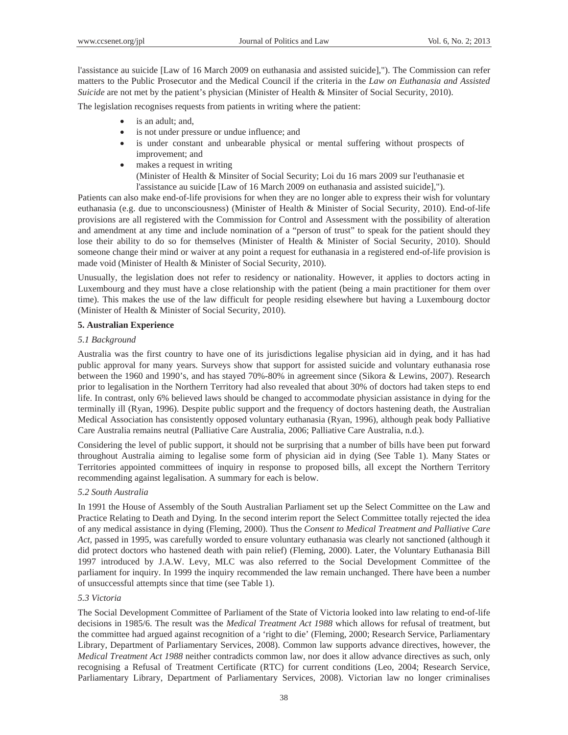l'assistance au suicide [Law of 16 March 2009 on euthanasia and assisted suicide],"). The Commission can refer matters to the Public Prosecutor and the Medical Council if the criteria in the *Law on Euthanasia and Assisted Suicide* are not met by the patient's physician (Minister of Health & Minsiter of Social Security, 2010).

The legislation recognises requests from patients in writing where the patient:

- is an adult; and,
- is not under pressure or undue influence; and
- is under constant and unbearable physical or mental suffering without prospects of improvement; and
- makes a request in writing
  (Minister of Health & Minsiter of Social Security; Loi du 16 mars 2009 sur l'euthanasie et l'assistance au suicide [Law of 16 March 2009 on euthanasia and assisted suicide],").

Patients can also make end-of-life provisions for when they are no longer able to express their wish for voluntary euthanasia (e.g. due to unconsciousness) (Minister of Health & Minister of Social Security, 2010). End-of-life provisions are all registered with the Commission for Control and Assessment with the possibility of alteration and amendment at any time and include nomination of a "person of trust" to speak for the patient should they lose their ability to do so for themselves (Minister of Health & Minister of Social Security, 2010). Should someone change their mind or waiver at any point a request for euthanasia in a registered end-of-life provision is made void (Minister of Health & Minister of Social Security, 2010).

Unusually, the legislation does not refer to residency or nationality. However, it applies to doctors acting in Luxembourg and they must have a close relationship with the patient (being a main practitioner for them over time). This makes the use of the law difficult for people residing elsewhere but having a Luxembourg doctor (Minister of Health & Minister of Social Security, 2010).

## 5. Australian Experience

### *5.1 Background*

Australia was the first country to have one of its jurisdictions legalise physician aid in dying, and it has had public approval for many years. Surveys show that support for assisted suicide and voluntary euthanasia rose between the 1960 and 1990's, and has stayed 70%-80% in agreement since (Sikora & Lewins, 2007). Research prior to legalisation in the Northern Territory had also revealed that about 30% of doctors had taken steps to end life. In contrast, only 6% believed laws should be changed to accommodate physician assistance in dying for the terminally ill (Ryan, 1996). Despite public support and the frequency of doctors hastening death, the Australian Medical Association has consistently opposed voluntary euthanasia (Ryan, 1996), although peak body Palliative Care Australia remains neutral (Palliative Care Australia, 2006; Palliative Care Australia, n.d.).

Considering the level of public support, it should not be surprising that a number of bills have been put forward throughout Australia aiming to legalise some form of physician aid in dying (See Table 1). Many States or Territories appointed committees of inquiry in response to proposed bills, all except the Northern Territory recommending against legalisation. A summary for each is below.

### *5.2 South Australia*

In 1991 the House of Assembly of the South Australian Parliament set up the Select Committee on the Law and Practice Relating to Death and Dying. In the second interim report the Select Committee totally rejected the idea of any medical assistance in dying (Fleming, 2000). Thus the *Consent to Medical Treatment and Palliative Care Act*, passed in 1995, was carefully worded to ensure voluntary euthanasia was clearly not sanctioned (although it did protect doctors who hastened death with pain relief) (Fleming, 2000). Later, the Voluntary Euthanasia Bill 1997 introduced by J.A.W. Levy, MLC was also referred to the Social Development Committee of the parliament for inquiry. In 1999 the inquiry recommended the law remain unchanged. There have been a number of unsuccessful attempts since that time (see Table 1).

### *5.3 Victoria*

The Social Development Committee of Parliament of the State of Victoria looked into law relating to end-of-life decisions in 1985/6. The result was the *Medical Treatment Act 1988* which allows for refusal of treatment, but the committee had argued against recognition of a 'right to die' (Fleming, 2000; Research Service, Parliamentary Library, Department of Parliamentary Services, 2008). Common law supports advance directives, however, the *Medical Treatment Act 1988* neither contradicts common law, nor does it allow advance directives as such, only recognising a Refusal of Treatment Certificate (RTC) for current conditions (Leo, 2004; Research Service, Parliamentary Library, Department of Parliamentary Services, 2008). Victorian law no longer criminalises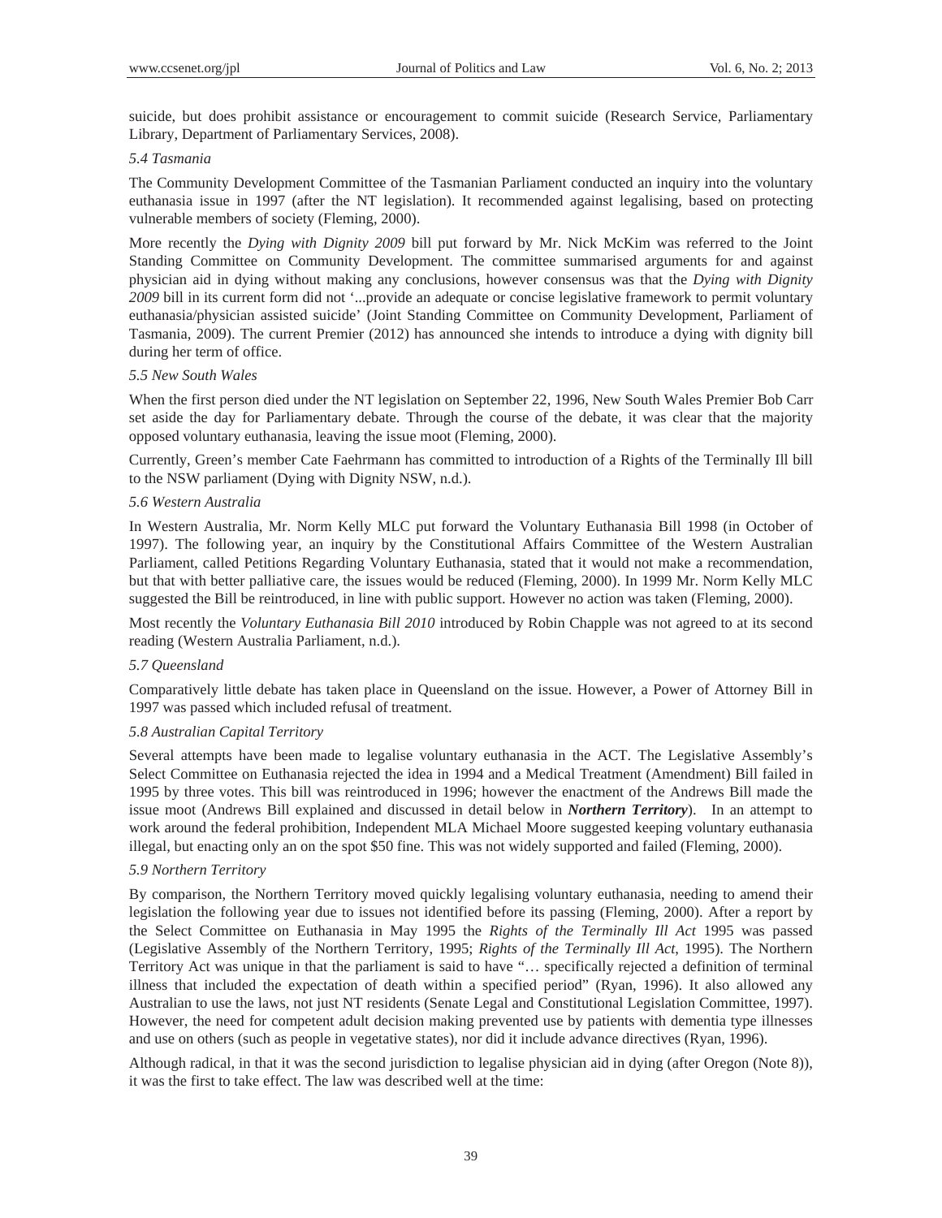suicide, but does prohibit assistance or encouragement to commit suicide (Research Service, Parliamentary Library, Department of Parliamentary Services, 2008).

### *5.4 Tasmania*

The Community Development Committee of the Tasmanian Parliament conducted an inquiry into the voluntary euthanasia issue in 1997 (after the NT legislation). It recommended against legalising, based on protecting vulnerable members of society (Fleming, 2000).

More recently the *Dying with Dignity 2009* bill put forward by Mr. Nick McKim was referred to the Joint Standing Committee on Community Development. The committee summarised arguments for and against physician aid in dying without making any conclusions, however consensus was that the *Dying with Dignity 2009* bill in its current form did not '...provide an adequate or concise legislative framework to permit voluntary euthanasia/physician assisted suicide' (Joint Standing Committee on Community Development, Parliament of Tasmania, 2009). The current Premier (2012) has announced she intends to introduce a dying with dignity bill during her term of office.

### *5.5 New South Wales*

When the first person died under the NT legislation on September 22, 1996, New South Wales Premier Bob Carr set aside the day for Parliamentary debate. Through the course of the debate, it was clear that the majority opposed voluntary euthanasia, leaving the issue moot (Fleming, 2000).

Currently, Green's member Cate Faehrmann has committed to introduction of a Rights of the Terminally Ill bill to the NSW parliament (Dying with Dignity NSW, n.d.).

### *5.6 Western Australia*

In Western Australia, Mr. Norm Kelly MLC put forward the Voluntary Euthanasia Bill 1998 (in October of 1997). The following year, an inquiry by the Constitutional Affairs Committee of the Western Australian Parliament, called Petitions Regarding Voluntary Euthanasia, stated that it would not make a recommendation, but that with better palliative care, the issues would be reduced (Fleming, 2000). In 1999 Mr. Norm Kelly MLC suggested the Bill be reintroduced, in line with public support. However no action was taken (Fleming, 2000).

Most recently the *Voluntary Euthanasia Bill 2010* introduced by Robin Chapple was not agreed to at its second reading (Western Australia Parliament, n.d.).

### *5.7 Queensland*

Comparatively little debate has taken place in Queensland on the issue. However, a Power of Attorney Bill in 1997 was passed which included refusal of treatment.

### *5.8 Australian Capital Territory*

Several attempts have been made to legalise voluntary euthanasia in the ACT. The Legislative Assembly's Select Committee on Euthanasia rejected the idea in 1994 and a Medical Treatment (Amendment) Bill failed in 1995 by three votes. This bill was reintroduced in 1996; however the enactment of the Andrews Bill made the issue moot (Andrews Bill explained and discussed in detail below in ***Northern Territory***). In an attempt to work around the federal prohibition, Independent MLA Michael Moore suggested keeping voluntary euthanasia illegal, but enacting only an on the spot $50 fine. This was not widely supported and failed (Fleming, 2000).

### *5.9 Northern Territory*

By comparison, the Northern Territory moved quickly legalising voluntary euthanasia, needing to amend their legislation the following year due to issues not identified before its passing (Fleming, 2000). After a report by the Select Committee on Euthanasia in May 1995 the *Rights of the Terminally Ill Act* 1995 was passed (Legislative Assembly of the Northern Territory, 1995; *Rights of the Terminally Ill Act*, 1995). The Northern Territory Act was unique in that the parliament is said to have "… specifically rejected a definition of terminal illness that included the expectation of death within a specified period" (Ryan, 1996). It also allowed any Australian to use the laws, not just NT residents (Senate Legal and Constitutional Legislation Committee, 1997). However, the need for competent adult decision making prevented use by patients with dementia type illnesses and use on others (such as people in vegetative states), nor did it include advance directives (Ryan, 1996).

Although radical, in that it was the second jurisdiction to legalise physician aid in dying (after Oregon (Note 8)), it was the first to take effect. The law was described well at the time: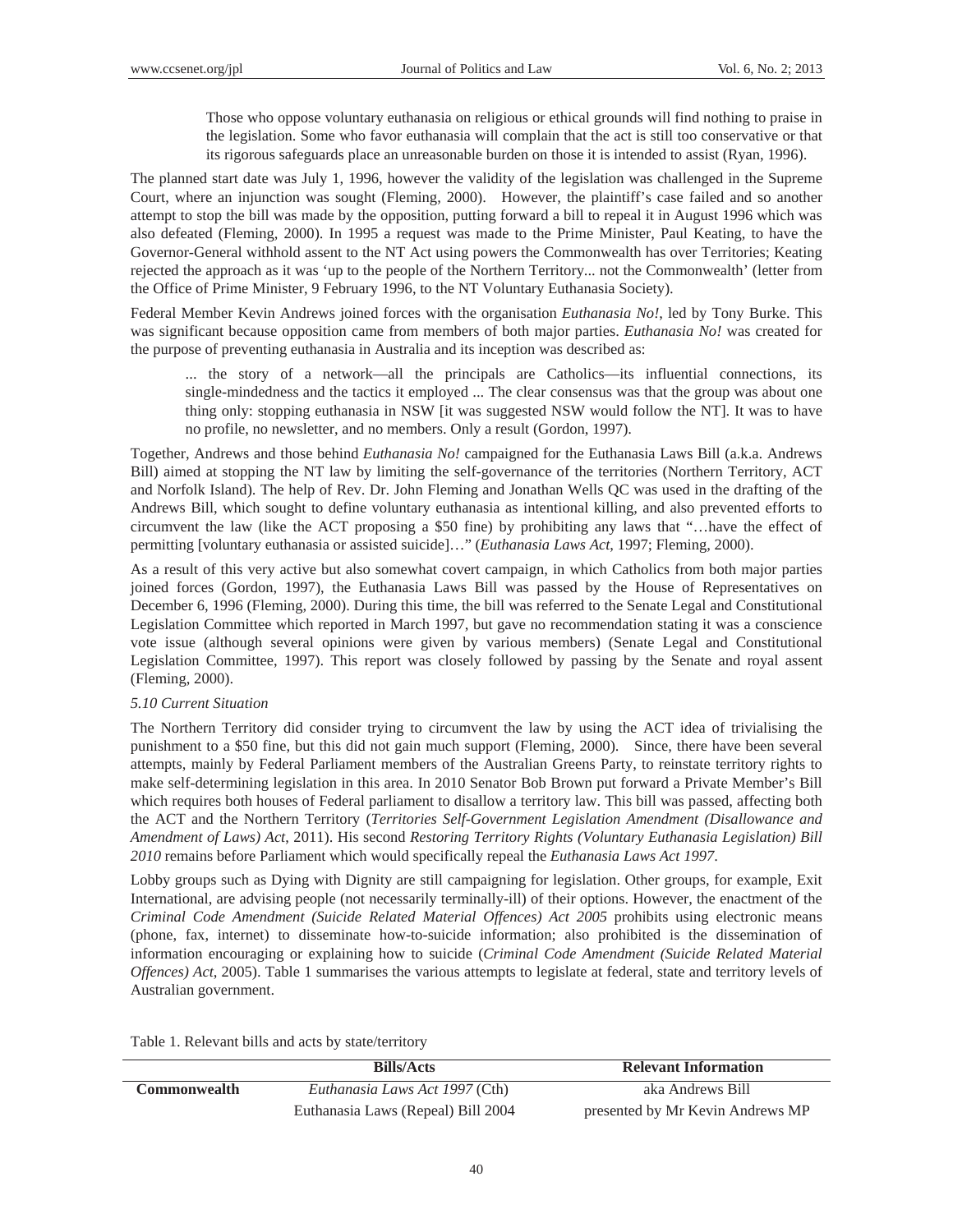> Those who oppose voluntary euthanasia on religious or ethical grounds will find nothing to praise in the legislation. Some who favor euthanasia will complain that the act is still too conservative or that its rigorous safeguards place an unreasonable burden on those it is intended to assist (Ryan, 1996).

The planned start date was July 1, 1996, however the validity of the legislation was challenged in the Supreme Court, where an injunction was sought (Fleming, 2000). However, the plaintiff's case failed and so another attempt to stop the bill was made by the opposition, putting forward a bill to repeal it in August 1996 which was also defeated (Fleming, 2000). In 1995 a request was made to the Prime Minister, Paul Keating, to have the Governor-General withhold assent to the NT Act using powers the Commonwealth has over Territories; Keating rejected the approach as it was 'up to the people of the Northern Territory... not the Commonwealth' (letter from the Office of Prime Minister, 9 February 1996, to the NT Voluntary Euthanasia Society).

Federal Member Kevin Andrews joined forces with the organisation *Euthanasia No!*, led by Tony Burke. This was significant because opposition came from members of both major parties. *Euthanasia No!* was created for the purpose of preventing euthanasia in Australia and its inception was described as:

> ... the story of a network—all the principals are Catholics—its influential connections, its single-mindedness and the tactics it employed ... The clear consensus was that the group was about one thing only: stopping euthanasia in NSW [it was suggested NSW would follow the NT]. It was to have no profile, no newsletter, and no members. Only a result (Gordon, 1997).

Together, Andrews and those behind *Euthanasia No!* campaigned for the Euthanasia Laws Bill (a.k.a. Andrews Bill) aimed at stopping the NT law by limiting the self-governance of the territories (Northern Territory, ACT and Norfolk Island). The help of Rev. Dr. John Fleming and Jonathan Wells QC was used in the drafting of the Andrews Bill, which sought to define voluntary euthanasia as intentional killing, and also prevented efforts to circumvent the law (like the ACT proposing a $50 fine) by prohibiting any laws that "…have the effect of permitting [voluntary euthanasia or assisted suicide]…" (*Euthanasia Laws Act*, 1997; Fleming, 2000).

As a result of this very active but also somewhat covert campaign, in which Catholics from both major parties joined forces (Gordon, 1997), the Euthanasia Laws Bill was passed by the House of Representatives on December 6, 1996 (Fleming, 2000). During this time, the bill was referred to the Senate Legal and Constitutional Legislation Committee which reported in March 1997, but gave no recommendation stating it was a conscience vote issue (although several opinions were given by various members) (Senate Legal and Constitutional Legislation Committee, 1997). This report was closely followed by passing by the Senate and royal assent (Fleming, 2000).

### *5.10 Current Situation*

The Northern Territory did consider trying to circumvent the law by using the ACT idea of trivialising the punishment to a $50 fine, but this did not gain much support (Fleming, 2000). Since, there have been several attempts, mainly by Federal Parliament members of the Australian Greens Party, to reinstate territory rights to make self-determining legislation in this area. In 2010 Senator Bob Brown put forward a Private Member's Bill which requires both houses of Federal parliament to disallow a territory law. This bill was passed, affecting both the ACT and the Northern Territory (*Territories Self-Government Legislation Amendment (Disallowance and Amendment of Laws) Act*, 2011). His second *Restoring Territory Rights (Voluntary Euthanasia Legislation) Bill 2010* remains before Parliament which would specifically repeal the *Euthanasia Laws Act 1997*.

Lobby groups such as Dying with Dignity are still campaigning for legislation. Other groups, for example, Exit International, are advising people (not necessarily terminally-ill) of their options. However, the enactment of the *Criminal Code Amendment (Suicide Related Material Offences) Act 2005* prohibits using electronic means (phone, fax, internet) to disseminate how-to-suicide information; also prohibited is the dissemination of information encouraging or explaining how to suicide (*Criminal Code Amendment (Suicide Related Material Offences) Act*, 2005). Table 1 summarises the various attempts to legislate at federal, state and territory levels of Australian government.

Table 1. Relevant bills and acts by state/territory

| | Bills/Acts | Relevant Information |
|---|---|---|
| **Commonwealth** | *Euthanasia Laws Act 1997* (Cth) | aka Andrews Bill |
| | Euthanasia Laws (Repeal) Bill 2004 | presented by Mr Kevin Andrews MP |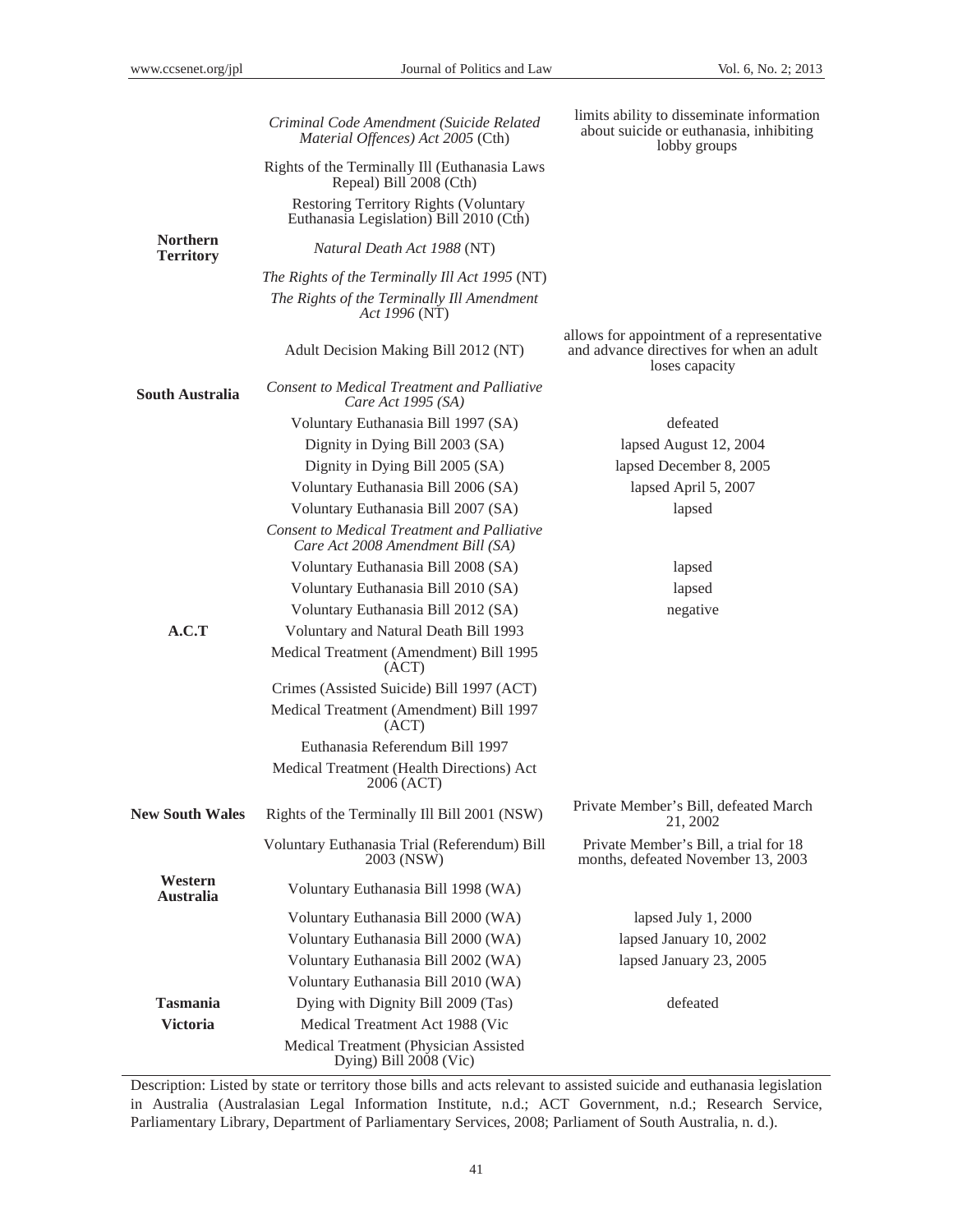| | | |
|---|---|---|
| | *Criminal Code Amendment (Suicide Related Material Offences) Act 2005* (Cth) | limits ability to disseminate information about suicide or euthanasia, inhibiting lobby groups |
| | Rights of the Terminally Ill (Euthanasia Laws Repeal) Bill 2008 (Cth) | |
| | Restoring Territory Rights (Voluntary Euthanasia Legislation) Bill 2010 (Cth) | |
| **Northern Territory** | *Natural Death Act 1988* (NT) | |
| | *The Rights of the Terminally Ill Act 1995* (NT) | |
| | *The Rights of the Terminally Ill Amendment Act 1996* (NT) | |
| | Adult Decision Making Bill 2012 (NT) | allows for appointment of a representative and advance directives for when an adult loses capacity |
| **South Australia** | *Consent to Medical Treatment and Palliative Care Act 1995 (SA)* | |
| | Voluntary Euthanasia Bill 1997 (SA) | defeated |
| | Dignity in Dying Bill 2003 (SA) | lapsed August 12, 2004 |
| | Dignity in Dying Bill 2005 (SA) | lapsed December 8, 2005 |
| | Voluntary Euthanasia Bill 2006 (SA) | lapsed April 5, 2007 |
| | Voluntary Euthanasia Bill 2007 (SA) | lapsed |
| | *Consent to Medical Treatment and Palliative Care Act 2008 Amendment Bill (SA)* | |
| | Voluntary Euthanasia Bill 2008 (SA) | lapsed |
| | Voluntary Euthanasia Bill 2010 (SA) | lapsed |
| | Voluntary Euthanasia Bill 2012 (SA) | negative |
| **A.C.T** | Voluntary and Natural Death Bill 1993 | |
| | Medical Treatment (Amendment) Bill 1995 (ACT) | |
| | Crimes (Assisted Suicide) Bill 1997 (ACT) | |
| | Medical Treatment (Amendment) Bill 1997 (ACT) | |
| | Euthanasia Referendum Bill 1997 | |
| | Medical Treatment (Health Directions) Act 2006 (ACT) | |
| **New South Wales** | Rights of the Terminally Ill Bill 2001 (NSW) | Private Member's Bill, defeated March 21, 2002 |
| | Voluntary Euthanasia Trial (Referendum) Bill 2003 (NSW) | Private Member's Bill, a trial for 18 months, defeated November 13, 2003 |
| **Western Australia** | Voluntary Euthanasia Bill 1998 (WA) | |
| | Voluntary Euthanasia Bill 2000 (WA) | lapsed July 1, 2000 |
| | Voluntary Euthanasia Bill 2000 (WA) | lapsed January 10, 2002 |
| | Voluntary Euthanasia Bill 2002 (WA) | lapsed January 23, 2005 |
| | Voluntary Euthanasia Bill 2010 (WA) | |
| **Tasmania** | Dying with Dignity Bill 2009 (Tas) | defeated |
| **Victoria** | Medical Treatment Act 1988 (Vic | |
| | Medical Treatment (Physician Assisted Dying) Bill 2008 (Vic) | |

Description: Listed by state or territory those bills and acts relevant to assisted suicide and euthanasia legislation in Australia (Australasian Legal Information Institute, n.d.; ACT Government, n.d.; Research Service, Parliamentary Library, Department of Parliamentary Services, 2008; Parliament of South Australia, n. d.).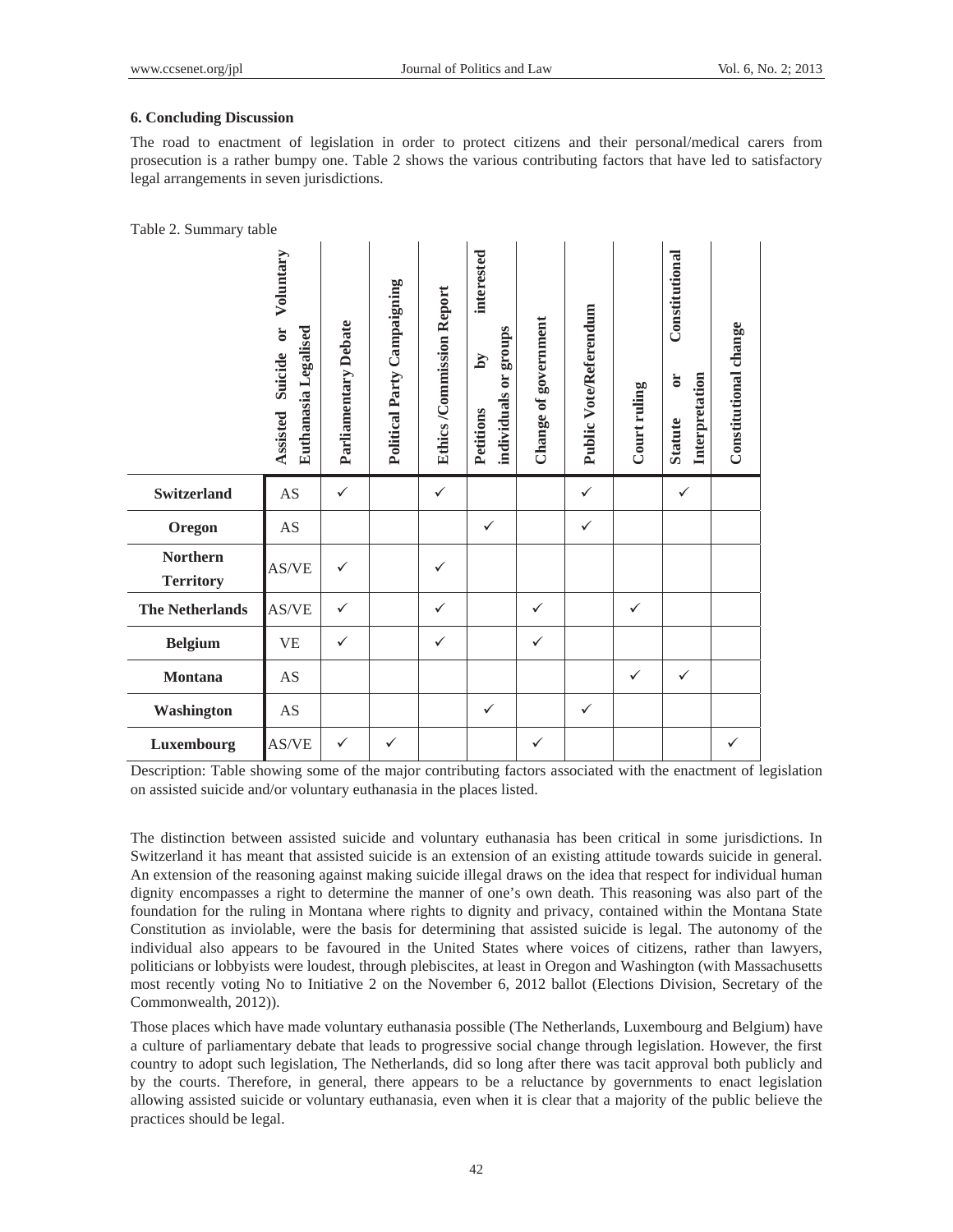## 6. Concluding Discussion

The road to enactment of legislation in order to protect citizens and their personal/medical carers from prosecution is a rather bumpy one. Table 2 shows the various contributing factors that have led to satisfactory legal arrangements in seven jurisdictions.

Table 2. Summary table

| | Assisted Suicide or Voluntary Euthanasia Legalised | Parliamentary Debate | Political Party Campaigning | Ethics /Commission Report | Petitions by interested individuals or groups | Change of government | Public Vote/Referendum | Court ruling | Statute or Constitutional Interpretation | Constitutional change |
|---|---|---|---|---|---|---|---|---|---|---|
| **Switzerland** | AS | ✓ | | ✓ | | | ✓ | | ✓ | |
| **Oregon** | AS | | | | ✓ | | ✓ | | | |
| **Northern Territory** | AS/VE | ✓ | | ✓ | | | | | | |
| **The Netherlands** | AS/VE | ✓ | | ✓ | | ✓ | | ✓ | | |
| **Belgium** | VE | ✓ | | ✓ | | ✓ | | | | |
| **Montana** | AS | | | | | | | ✓ | ✓ | |
| **Washington** | AS | | | | ✓ | | ✓ | | | |
| **Luxembourg** | AS/VE | ✓ | ✓ | | | ✓ | | | | ✓ |

Description: Table showing some of the major contributing factors associated with the enactment of legislation on assisted suicide and/or voluntary euthanasia in the places listed.

The distinction between assisted suicide and voluntary euthanasia has been critical in some jurisdictions. In Switzerland it has meant that assisted suicide is an extension of an existing attitude towards suicide in general. An extension of the reasoning against making suicide illegal draws on the idea that respect for individual human dignity encompasses a right to determine the manner of one's own death. This reasoning was also part of the foundation for the ruling in Montana where rights to dignity and privacy, contained within the Montana State Constitution as inviolable, were the basis for determining that assisted suicide is legal. The autonomy of the individual also appears to be favoured in the United States where voices of citizens, rather than lawyers, politicians or lobbyists were loudest, through plebiscites, at least in Oregon and Washington (with Massachusetts most recently voting No to Initiative 2 on the November 6, 2012 ballot (Elections Division, Secretary of the Commonwealth, 2012)).

Those places which have made voluntary euthanasia possible (The Netherlands, Luxembourg and Belgium) have a culture of parliamentary debate that leads to progressive social change through legislation. However, the first country to adopt such legislation, The Netherlands, did so long after there was tacit approval both publicly and by the courts. Therefore, in general, there appears to be a reluctance by governments to enact legislation allowing assisted suicide or voluntary euthanasia, even when it is clear that a majority of the public believe the practices should be legal.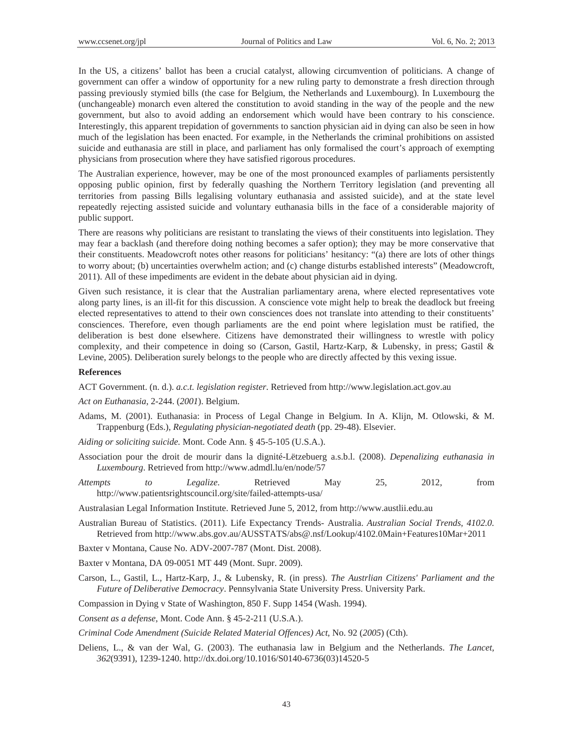In the US, a citizens' ballot has been a crucial catalyst, allowing circumvention of politicians. A change of government can offer a window of opportunity for a new ruling party to demonstrate a fresh direction through passing previously stymied bills (the case for Belgium, the Netherlands and Luxembourg). In Luxembourg the (unchangeable) monarch even altered the constitution to avoid standing in the way of the people and the new government, but also to avoid adding an endorsement which would have been contrary to his conscience. Interestingly, this apparent trepidation of governments to sanction physician aid in dying can also be seen in how much of the legislation has been enacted. For example, in the Netherlands the criminal prohibitions on assisted suicide and euthanasia are still in place, and parliament has only formalised the court's approach of exempting physicians from prosecution where they have satisfied rigorous procedures.

The Australian experience, however, may be one of the most pronounced examples of parliaments persistently opposing public opinion, first by federally quashing the Northern Territory legislation (and preventing all territories from passing Bills legalising voluntary euthanasia and assisted suicide), and at the state level repeatedly rejecting assisted suicide and voluntary euthanasia bills in the face of a considerable majority of public support.

There are reasons why politicians are resistant to translating the views of their constituents into legislation. They may fear a backlash (and therefore doing nothing becomes a safer option); they may be more conservative that their constituents. Meadowcroft notes other reasons for politicians' hesitancy: "(a) there are lots of other things to worry about; (b) uncertainties overwhelm action; and (c) change disturbs established interests" (Meadowcroft, 2011). All of these impediments are evident in the debate about physician aid in dying.

Given such resistance, it is clear that the Australian parliamentary arena, where elected representatives vote along party lines, is an ill-fit for this discussion. A conscience vote might help to break the deadlock but freeing elected representatives to attend to their own consciences does not translate into attending to their constituents' consciences. Therefore, even though parliaments are the end point where legislation must be ratified, the deliberation is best done elsewhere. Citizens have demonstrated their willingness to wrestle with policy complexity, and their competence in doing so (Carson, Gastil, Hartz-Karp, & Lubensky, in press; Gastil & Levine, 2005). Deliberation surely belongs to the people who are directly affected by this vexing issue.

## References

ACT Government. (n. d.). *a.c.t. legislation register*. Retrieved from http://www.legislation.act.gov.au

*Act on Euthanasia*, 2-244. (*2001*). Belgium.

Adams, M. (2001). Euthanasia: in Process of Legal Change in Belgium. In A. Klijn, M. Otlowski, & M. Trappenburg (Eds.), *Regulating physician-negotiated death* (pp. 29-48). Elsevier.

*Aiding or soliciting suicide.* Mont. Code Ann. § 45-5-105 (U.S.A.).

Association pour le droit de mourir dans la dignité-Lëtzebuerg a.s.b.l. (2008). *Depenalizing euthanasia in Luxembourg*. Retrieved from http://www.admdl.lu/en/node/57

*Attempts to Legalize*. Retrieved May 25, 2012, from http://www.patientsrightscouncil.org/site/failed-attempts-usa/

Australasian Legal Information Institute. Retrieved June 5, 2012, from http://www.austlii.edu.au

Australian Bureau of Statistics. (2011). Life Expectancy Trends- Australia. *Australian Social Trends, 4102.0.* Retrieved from http://www.abs.gov.au/AUSSTATS/abs@.nsf/Lookup/4102.0Main+Features10Mar+2011

Baxter v Montana, Cause No. ADV-2007-787 (Mont. Dist. 2008).

Baxter v Montana, DA 09-0051 MT 449 (Mont. Supr. 2009).

Carson, L., Gastil, L., Hartz-Karp, J., & Lubensky, R. (in press). *The Austrlian Citizens' Parliament and the Future of Deliberative Democracy*. Pennsylvania State University Press. University Park.

Compassion in Dying v State of Washington, 850 F. Supp 1454 (Wash. 1994).

*Consent as a defense*, Mont. Code Ann. § 45-2-211 (U.S.A.).

*Criminal Code Amendment (Suicide Related Material Offences) Act*, No. 92 (*2005*) (Cth).

Deliens, L., & van der Wal, G. (2003). The euthanasia law in Belgium and the Netherlands. *The Lancet, 362*(9391), 1239-1240. http://dx.doi.org/10.1016/S0140-6736(03)14520-5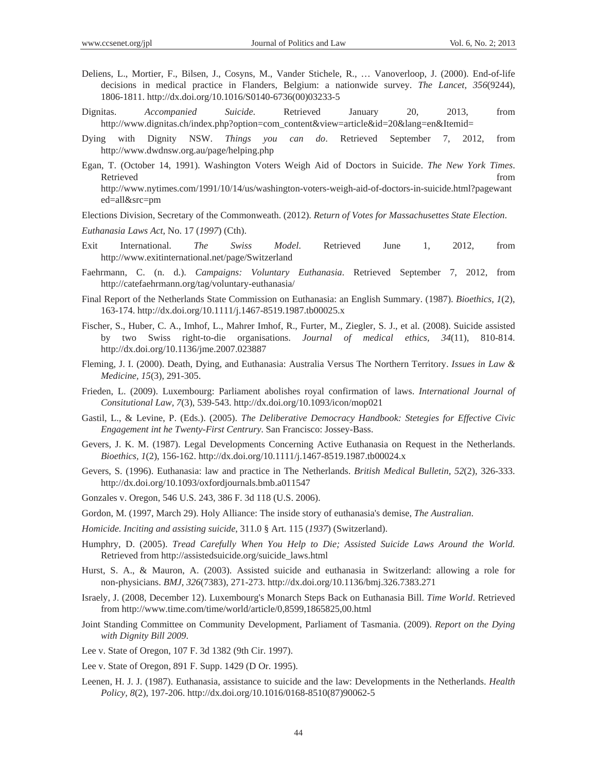Deliens, L., Mortier, F., Bilsen, J., Cosyns, M., Vander Stichele, R., … Vanoverloop, J. (2000). End-of-life decisions in medical practice in Flanders, Belgium: a nationwide survey. *The Lancet, 356*(9244), 1806-1811. http://dx.doi.org/10.1016/S0140-6736(00)03233-5

Dignitas. *Accompanied Suicide*. Retrieved January 20, 2013, from http://www.dignitas.ch/index.php?option=com_content&view=article&id=20&lang=en&Itemid=

Dying with Dignity NSW. *Things you can do*. Retrieved September 7, 2012, from http://www.dwdnsw.org.au/page/helping.php

Egan, T. (October 14, 1991). Washington Voters Weigh Aid of Doctors in Suicide. *The New York Times*. Retrieved from http://www.nytimes.com/1991/10/14/us/washington-voters-weigh-aid-of-doctors-in-suicide.html?pagewanted=all&src=pm

Elections Division, Secretary of the Commonweath. (2012). *Return of Votes for Massachusettes State Election*.

*Euthanasia Laws Act*, No. 17 (*1997*) (Cth).

Exit International. *The Swiss Model*. Retrieved June 1, 2012, from http://www.exitinternational.net/page/Switzerland

Faehrmann, C. (n. d.). *Campaigns: Voluntary Euthanasia*. Retrieved September 7, 2012, from http://catefaehrmann.org/tag/voluntary-euthanasia/

Final Report of the Netherlands State Commission on Euthanasia: an English Summary. (1987). *Bioethics, 1*(2), 163-174. http://dx.doi.org/10.1111/j.1467-8519.1987.tb00025.x

Fischer, S., Huber, C. A., Imhof, L., Mahrer Imhof, R., Furter, M., Ziegler, S. J., et al. (2008). Suicide assisted by two Swiss right-to-die organisations. *Journal of medical ethics, 34*(11), 810-814. http://dx.doi.org/10.1136/jme.2007.023887

Fleming, J. I. (2000). Death, Dying, and Euthanasia: Australia Versus The Northern Territory. *Issues in Law & Medicine, 15*(3), 291-305.

Frieden, L. (2009). Luxembourg: Parliament abolishes royal confirmation of laws. *International Journal of Consitutional Law, 7*(3), 539-543. http://dx.doi.org/10.1093/icon/mop021

Gastil, L., & Levine, P. (Eds.). (2005). *The Deliberative Democracy Handbook: Stetegies for Effective Civic Engagement int he Twenty-First Centrury*. San Francisco: Jossey-Bass.

Gevers, J. K. M. (1987). Legal Developments Concerning Active Euthanasia on Request in the Netherlands. *Bioethics, 1*(2), 156-162. http://dx.doi.org/10.1111/j.1467-8519.1987.tb00024.x

Gevers, S. (1996). Euthanasia: law and practice in The Netherlands. *British Medical Bulletin, 52*(2), 326-333. http://dx.doi.org/10.1093/oxfordjournals.bmb.a011547

Gonzales v. Oregon, 546 U.S. 243, 386 F. 3d 118 (U.S. 2006).

Gordon, M. (1997, March 29). Holy Alliance: The inside story of euthanasia's demise, *The Australian*.

*Homicide. Inciting and assisting suicide*, 311.0 § Art. 115 (*1937*) (Switzerland).

Humphry, D. (2005). *Tread Carefully When You Help to Die; Assisted Suicide Laws Around the World.* Retrieved from http://assistedsuicide.org/suicide_laws.html

Hurst, S. A., & Mauron, A. (2003). Assisted suicide and euthanasia in Switzerland: allowing a role for non-physicians. *BMJ, 326*(7383), 271-273. http://dx.doi.org/10.1136/bmj.326.7383.271

Israely, J. (2008, December 12). Luxembourg's Monarch Steps Back on Euthanasia Bill. *Time World*. Retrieved from http://www.time.com/time/world/article/0,8599,1865825,00.html

Joint Standing Committee on Community Development, Parliament of Tasmania. (2009). *Report on the Dying with Dignity Bill 2009*.

Lee v. State of Oregon, 107 F. 3d 1382 (9th Cir. 1997).

Lee v. State of Oregon, 891 F. Supp. 1429 (D Or. 1995).

Leenen, H. J. J. (1987). Euthanasia, assistance to suicide and the law: Developments in the Netherlands. *Health Policy, 8*(2), 197-206. http://dx.doi.org/10.1016/0168-8510(87)90062-5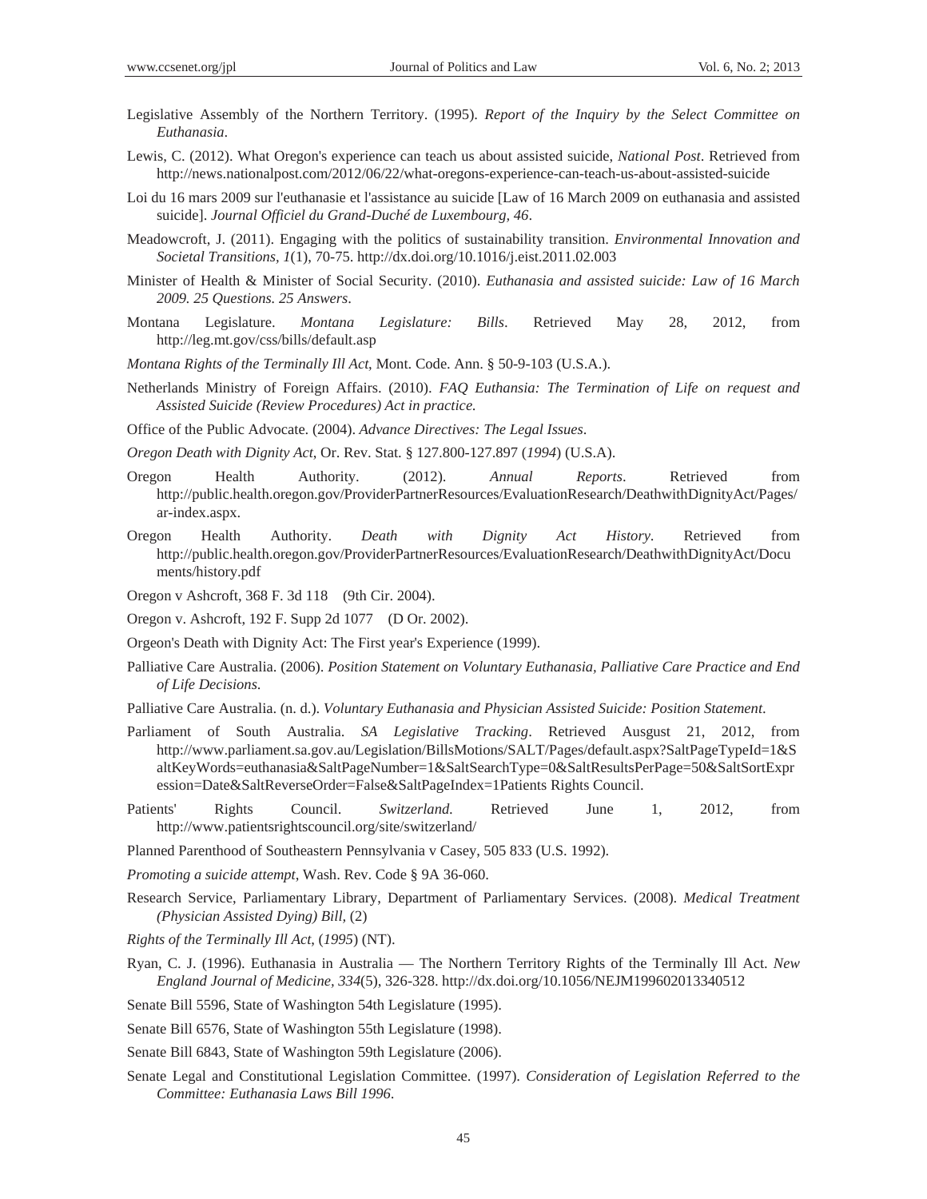Legislative Assembly of the Northern Territory. (1995). *Report of the Inquiry by the Select Committee on Euthanasia*.

Lewis, C. (2012). What Oregon's experience can teach us about assisted suicide, *National Post*. Retrieved from http://news.nationalpost.com/2012/06/22/what-oregons-experience-can-teach-us-about-assisted-suicide

Loi du 16 mars 2009 sur l'euthanasie et l'assistance au suicide [Law of 16 March 2009 on euthanasia and assisted suicide]. *Journal Officiel du Grand-Duché de Luxembourg, 46*.

Meadowcroft, J. (2011). Engaging with the politics of sustainability transition. *Environmental Innovation and Societal Transitions, 1*(1), 70-75. http://dx.doi.org/10.1016/j.eist.2011.02.003

Minister of Health & Minister of Social Security. (2010). *Euthanasia and assisted suicide: Law of 16 March 2009. 25 Questions. 25 Answers*.

Montana Legislature. *Montana Legislature: Bills*. Retrieved May 28, 2012, from http://leg.mt.gov/css/bills/default.asp

*Montana Rights of the Terminally Ill Act*, Mont. Code. Ann. § 50-9-103 (U.S.A.).

Netherlands Ministry of Foreign Affairs. (2010). *FAQ Euthansia: The Termination of Life on request and Assisted Suicide (Review Procedures) Act in practice.*

Office of the Public Advocate. (2004). *Advance Directives: The Legal Issues*.

*Oregon Death with Dignity Act*, Or. Rev. Stat. § 127.800-127.897 (*1994*) (U.S.A).

Oregon Health Authority. (2012). *Annual Reports*. Retrieved from http://public.health.oregon.gov/ProviderPartnerResources/EvaluationResearch/DeathwithDignityAct/Pages/ar-index.aspx.

Oregon Health Authority. *Death with Dignity Act History*. Retrieved from http://public.health.oregon.gov/ProviderPartnerResources/EvaluationResearch/DeathwithDignityAct/Documents/history.pdf

Oregon v Ashcroft, 368 F. 3d 118 (9th Cir. 2004).

Oregon v. Ashcroft, 192 F. Supp 2d 1077 (D Or. 2002).

Orgeon's Death with Dignity Act: The First year's Experience (1999).

Palliative Care Australia. (2006). *Position Statement on Voluntary Euthanasia, Palliative Care Practice and End of Life Decisions*.

Palliative Care Australia. (n. d.). *Voluntary Euthanasia and Physician Assisted Suicide: Position Statement*.

Parliament of South Australia. *SA Legislative Tracking*. Retrieved Ausgust 21, 2012, from http://www.parliament.sa.gov.au/Legislation/BillsMotions/SALT/Pages/default.aspx?SaltPageTypeId=1&SaltKeyWords=euthanasia&SaltPageNumber=1&SaltSearchType=0&SaltResultsPerPage=50&SaltSortExpression=Date&SaltReverseOrder=False&SaltPageIndex=1Patients Rights Council.

Patients' Rights Council. *Switzerland.* Retrieved June 1, 2012, from http://www.patientsrightscouncil.org/site/switzerland/

Planned Parenthood of Southeastern Pennsylvania v Casey, 505 833 (U.S. 1992).

*Promoting a suicide attempt*, Wash. Rev. Code § 9A 36-060.

Research Service, Parliamentary Library, Department of Parliamentary Services. (2008). *Medical Treatment (Physician Assisted Dying) Bill,* (2)

*Rights of the Terminally Ill Act*, (*1995*) (NT).

Ryan, C. J. (1996). Euthanasia in Australia — The Northern Territory Rights of the Terminally Ill Act. *New England Journal of Medicine, 334*(5), 326-328. http://dx.doi.org/10.1056/NEJM199602013340512

Senate Bill 5596, State of Washington 54th Legislature (1995).

Senate Bill 6576, State of Washington 55th Legislature (1998).

Senate Bill 6843, State of Washington 59th Legislature (2006).

Senate Legal and Constitutional Legislation Committee. (1997). *Consideration of Legislation Referred to the Committee: Euthanasia Laws Bill 1996*.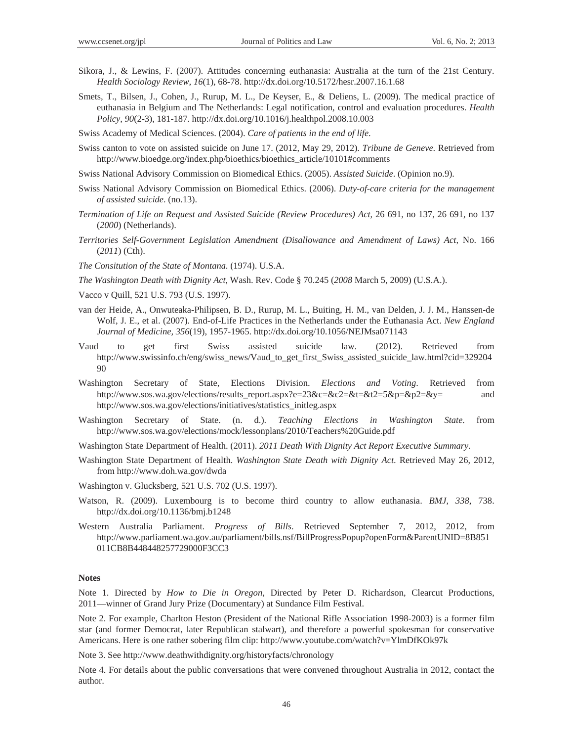Sikora, J., & Lewins, F. (2007). Attitudes concerning euthanasia: Australia at the turn of the 21st Century. *Health Sociology Review, 16*(1), 68-78. http://dx.doi.org/10.5172/hesr.2007.16.1.68

Smets, T., Bilsen, J., Cohen, J., Rurup, M. L., De Keyser, E., & Deliens, L. (2009). The medical practice of euthanasia in Belgium and The Netherlands: Legal notification, control and evaluation procedures. *Health Policy, 90*(2-3), 181-187. http://dx.doi.org/10.1016/j.healthpol.2008.10.003

Swiss Academy of Medical Sciences. (2004). *Care of patients in the end of life*.

Swiss canton to vote on assisted suicide on June 17. (2012, May 29, 2012). *Tribune de Geneve*. Retrieved from http://www.bioedge.org/index.php/bioethics/bioethics_article/10101#comments

Swiss National Advisory Commission on Biomedical Ethics. (2005). *Assisted Suicide*. (Opinion no.9).

Swiss National Advisory Commission on Biomedical Ethics. (2006). *Duty-of-care criteria for the management of assisted suicide*. (no.13).

*Termination of Life on Request and Assisted Suicide (Review Procedures) Act*, 26 691, no 137, 26 691, no 137 (*2000*) (Netherlands).

*Territories Self-Government Legislation Amendment (Disallowance and Amendment of Laws) Act*, No. 166 (*2011*) (Cth).

*The Consitution of the State of Montana*. (1974). U.S.A.

*The Washington Death with Dignity Act*, Wash. Rev. Code § 70.245 (*2008* March 5, 2009) (U.S.A.).

Vacco v Quill, 521 U.S. 793 (U.S. 1997).

van der Heide, A., Onwuteaka-Philipsen, B. D., Rurup, M. L., Buiting, H. M., van Delden, J. J. M., Hanssen-de Wolf, J. E., et al. (2007). End-of-Life Practices in the Netherlands under the Euthanasia Act. *New England Journal of Medicine, 356*(19), 1957-1965. http://dx.doi.org/10.1056/NEJMsa071143

Vaud to get first Swiss assisted suicide law. (2012). Retrieved from http://www.swissinfo.ch/eng/swiss_news/Vaud_to_get_first_Swiss_assisted_suicide_law.html?cid=32920490

Washington Secretary of State, Elections Division. *Elections and Voting*. Retrieved from http://www.sos.wa.gov/elections/results_report.aspx?e=23&c=&c2=&t=&t2=5&p=&p2=&y= and http://www.sos.wa.gov/elections/initiatives/statistics_initleg.aspx

Washington Secretary of State. (n. d.). *Teaching Elections in Washington State*. from http://www.sos.wa.gov/elections/mock/lessonplans/2010/Teachers%20Guide.pdf

Washington State Department of Health. (2011). *2011 Death With Dignity Act Report Executive Summary*.

Washington State Department of Health. *Washington State Death with Dignity Act*. Retrieved May 26, 2012, from http://www.doh.wa.gov/dwda

Washington v. Glucksberg, 521 U.S. 702 (U.S. 1997).

Watson, R. (2009). Luxembourg is to become third country to allow euthanasia. *BMJ, 338*, 738. http://dx.doi.org/10.1136/bmj.b1248

Western Australia Parliament. *Progress of Bills*. Retrieved September 7, 2012, 2012, from http://www.parliament.wa.gov.au/parliament/bills.nsf/BillProgressPopup?openForm&ParentUNID=8B851011CB8B448448257729000F3CC3

**Notes**

Note 1. Directed by *How to Die in Oregon*, Directed by Peter D. Richardson, Clearcut Productions, 2011—winner of Grand Jury Prize (Documentary) at Sundance Film Festival.

Note 2. For example, Charlton Heston (President of the National Rifle Association 1998-2003) is a former film star (and former Democrat, later Republican stalwart), and therefore a powerful spokesman for conservative Americans. Here is one rather sobering film clip: http://www.youtube.com/watch?v=YlmDfKOk97k

Note 3. See http://www.deathwithdignity.org/historyfacts/chronology

Note 4. For details about the public conversations that were convened throughout Australia in 2012, contact the author.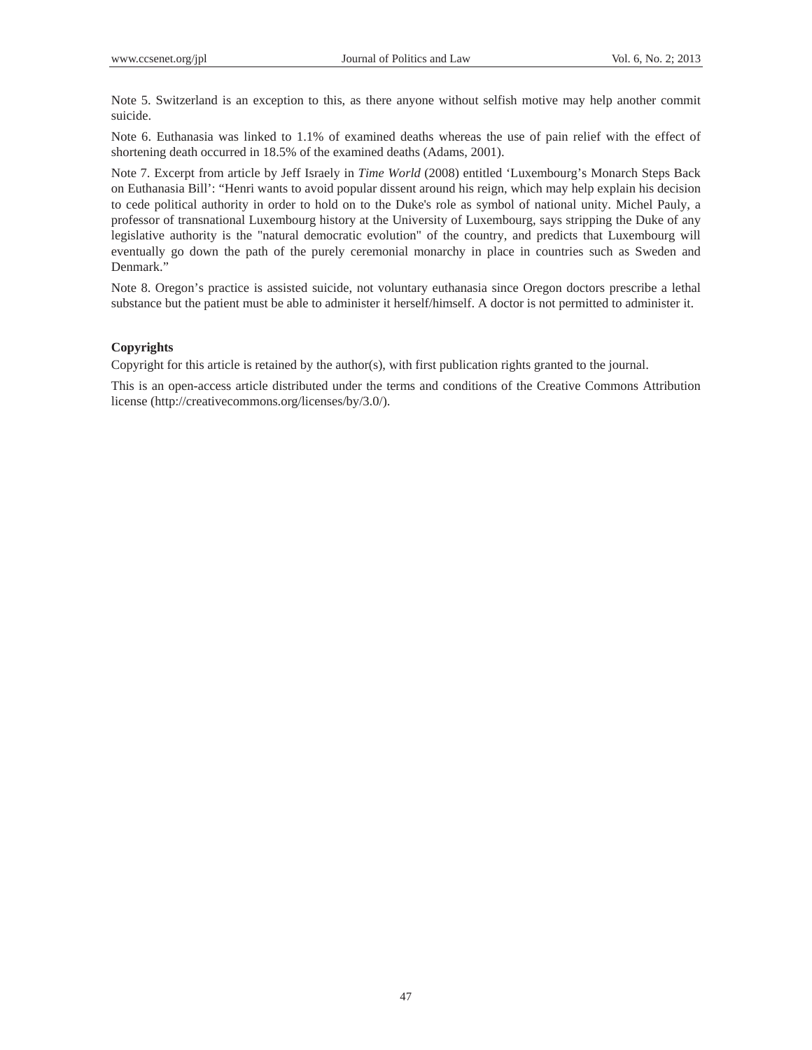Note 5. Switzerland is an exception to this, as there anyone without selfish motive may help another commit suicide.

Note 6. Euthanasia was linked to 1.1% of examined deaths whereas the use of pain relief with the effect of shortening death occurred in 18.5% of the examined deaths (Adams, 2001).

Note 7. Excerpt from article by Jeff Israely in *Time World* (2008) entitled 'Luxembourg's Monarch Steps Back on Euthanasia Bill': "Henri wants to avoid popular dissent around his reign, which may help explain his decision to cede political authority in order to hold on to the Duke's role as symbol of national unity. Michel Pauly, a professor of transnational Luxembourg history at the University of Luxembourg, says stripping the Duke of any legislative authority is the "natural democratic evolution" of the country, and predicts that Luxembourg will eventually go down the path of the purely ceremonial monarchy in place in countries such as Sweden and Denmark."

Note 8. Oregon's practice is assisted suicide, not voluntary euthanasia since Oregon doctors prescribe a lethal substance but the patient must be able to administer it herself/himself. A doctor is not permitted to administer it.

**Copyrights**

Copyright for this article is retained by the author(s), with first publication rights granted to the journal.

This is an open-access article distributed under the terms and conditions of the Creative Commons Attribution license (http://creativecommons.org/licenses/by/3.0/).